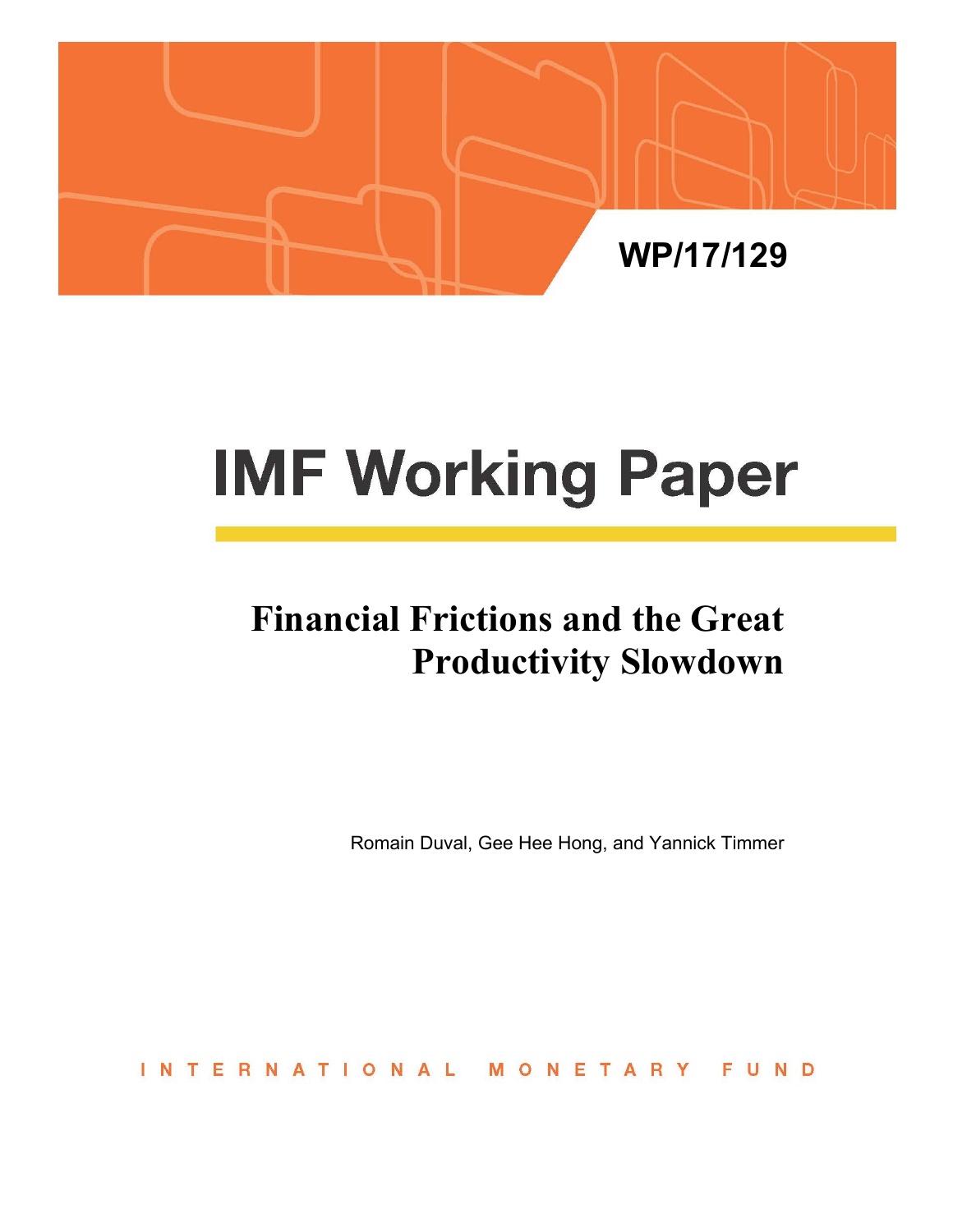WP/17/129

# IMF Working Paper

## Financial Frictions and the Great Productivity Slowdown

Romain Duval, Gee Hee Hong, and Yannick Timmer

INTERNATIONAL MONETARY FUND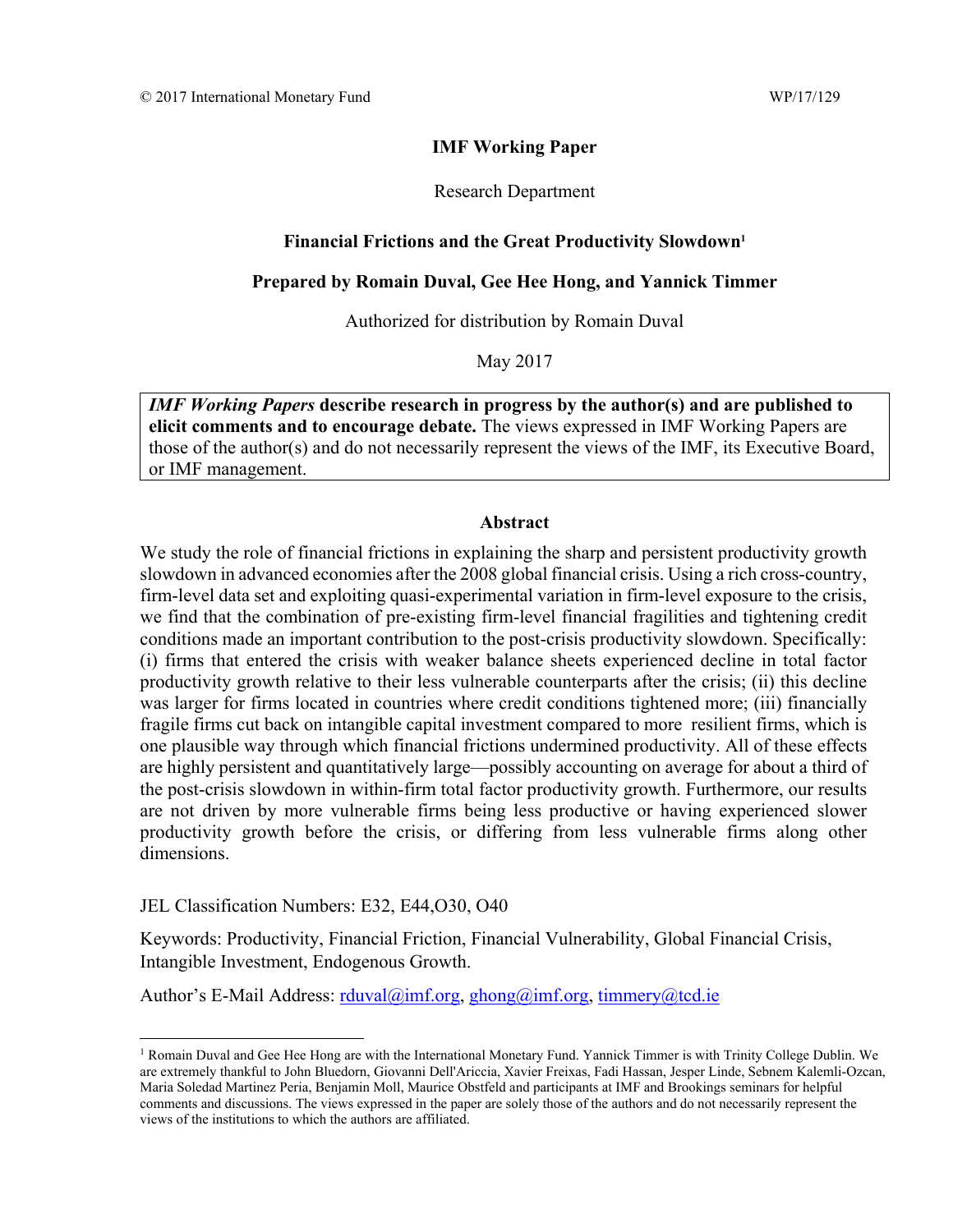© 2017 International Monetary Fund WP/17/129

**IMF Working Paper**

Research Department

**Financial Frictions and the Great Productivity Slowdown**[1]

**Prepared by Romain Duval, Gee Hee Hong, and Yannick Timmer**

Authorized for distribution by Romain Duval

May 2017

*IMF Working Papers* **describe research in progress by the author(s) and are published to elicit comments and to encourage debate.** The views expressed in IMF Working Papers are those of the author(s) and do not necessarily represent the views of the IMF, its Executive Board, or IMF management.

## Abstract

We study the role of financial frictions in explaining the sharp and persistent productivity growth slowdown in advanced economies after the 2008 global financial crisis. Using a rich cross-country, firm-level data set and exploiting quasi-experimental variation in firm-level exposure to the crisis, we find that the combination of pre-existing firm-level financial fragilities and tightening credit conditions made an important contribution to the post-crisis productivity slowdown. Specifically: (i) firms that entered the crisis with weaker balance sheets experienced decline in total factor productivity growth relative to their less vulnerable counterparts after the crisis; (ii) this decline was larger for firms located in countries where credit conditions tightened more; (iii) financially fragile firms cut back on intangible capital investment compared to more resilient firms, which is one plausible way through which financial frictions undermined productivity. All of these effects are highly persistent and quantitatively large—possibly accounting on average for about a third of the post-crisis slowdown in within-firm total factor productivity growth. Furthermore, our results are not driven by more vulnerable firms being less productive or having experienced slower productivity growth before the crisis, or differing from less vulnerable firms along other dimensions.

JEL Classification Numbers: E32, E44,O30, O40

Keywords: Productivity, Financial Friction, Financial Vulnerability, Global Financial Crisis, Intangible Investment, Endogenous Growth.

Author's E-Mail Address: rduval@imf.org, ghong@imf.org, timmery@tcd.ie

---

[1] Romain Duval and Gee Hee Hong are with the International Monetary Fund. Yannick Timmer is with Trinity College Dublin. We are extremely thankful to John Bluedorn, Giovanni Dell'Ariccia, Xavier Freixas, Fadi Hassan, Jesper Linde, Sebnem Kalemli-Ozcan, Maria Soledad Martinez Peria, Benjamin Moll, Maurice Obstfeld and participants at IMF and Brookings seminars for helpful comments and discussions. The views expressed in the paper are solely those of the authors and do not necessarily represent the views of the institutions to which the authors are affiliated.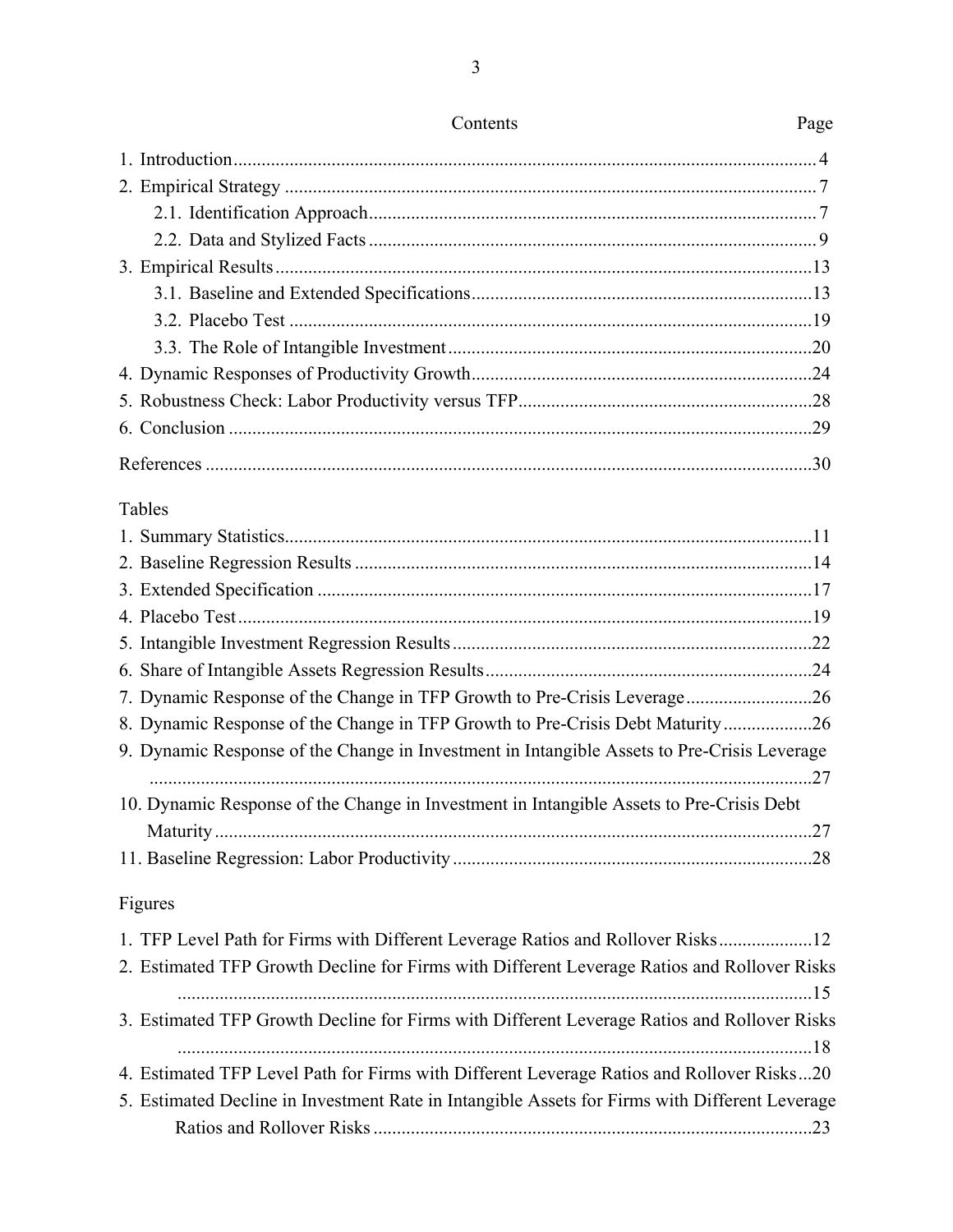# Contents

| | Page |
|---|---|
| 1. Introduction | 4 |
| 2. Empirical Strategy | 7 |
| 2.1. Identification Approach | 7 |
| 2.2. Data and Stylized Facts | 9 |
| 3. Empirical Results | 13 |
| 3.1. Baseline and Extended Specifications | 13 |
| 3.2. Placebo Test | 19 |
| 3.3. The Role of Intangible Investment | 20 |
| 4. Dynamic Responses of Productivity Growth | 24 |
| 5. Robustness Check: Labor Productivity versus TFP | 28 |
| 6. Conclusion | 29 |
| References | 30 |

**Tables**

| | |
|---|---|
| 1. Summary Statistics | 11 |
| 2. Baseline Regression Results | 14 |
| 3. Extended Specification | 17 |
| 4. Placebo Test | 19 |
| 5. Intangible Investment Regression Results | 22 |
| 6. Share of Intangible Assets Regression Results | 24 |
| 7. Dynamic Response of the Change in TFP Growth to Pre-Crisis Leverage | 26 |
| 8. Dynamic Response of the Change in TFP Growth to Pre-Crisis Debt Maturity | 26 |
| 9. Dynamic Response of the Change in Investment in Intangible Assets to Pre-Crisis Leverage | 27 |
| 10. Dynamic Response of the Change in Investment in Intangible Assets to Pre-Crisis Debt Maturity | 27 |
| 11. Baseline Regression: Labor Productivity | 28 |

**Figures**

| | |
|---|---|
| 1. TFP Level Path for Firms with Different Leverage Ratios and Rollover Risks | 12 |
| 2. Estimated TFP Growth Decline for Firms with Different Leverage Ratios and Rollover Risks | 15 |
| 3. Estimated TFP Growth Decline for Firms with Different Leverage Ratios and Rollover Risks | 18 |
| 4. Estimated TFP Level Path for Firms with Different Leverage Ratios and Rollover Risks | 20 |
| 5. Estimated Decline in Investment Rate in Intangible Assets for Firms with Different Leverage Ratios and Rollover Risks | 23 |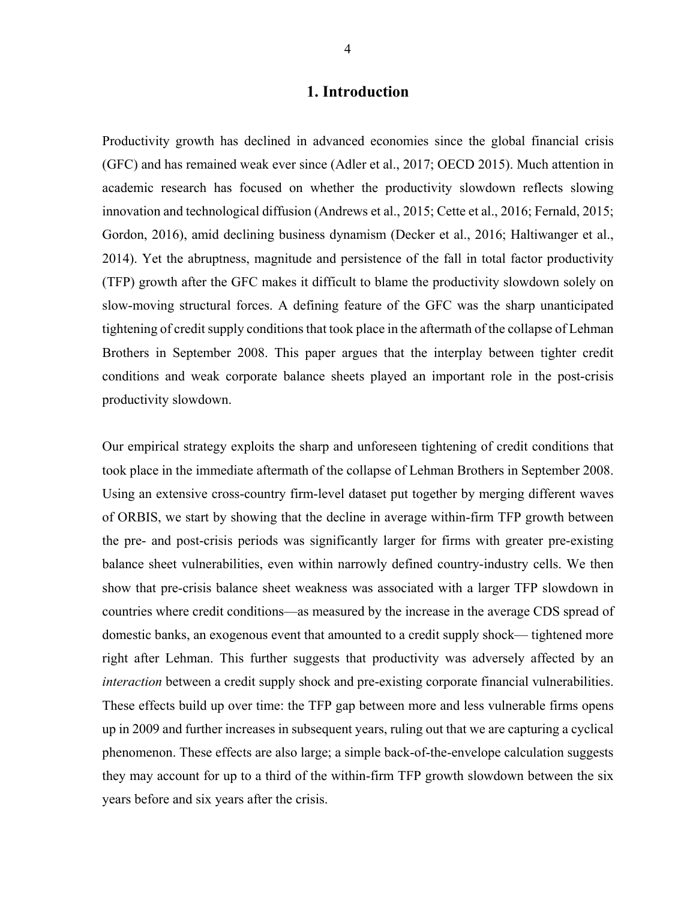# 1. Introduction

Productivity growth has declined in advanced economies since the global financial crisis (GFC) and has remained weak ever since (Adler et al., 2017; OECD 2015). Much attention in academic research has focused on whether the productivity slowdown reflects slowing innovation and technological diffusion (Andrews et al., 2015; Cette et al., 2016; Fernald, 2015; Gordon, 2016), amid declining business dynamism (Decker et al., 2016; Haltiwanger et al., 2014). Yet the abruptness, magnitude and persistence of the fall in total factor productivity (TFP) growth after the GFC makes it difficult to blame the productivity slowdown solely on slow-moving structural forces. A defining feature of the GFC was the sharp unanticipated tightening of credit supply conditions that took place in the aftermath of the collapse of Lehman Brothers in September 2008. This paper argues that the interplay between tighter credit conditions and weak corporate balance sheets played an important role in the post-crisis productivity slowdown.

Our empirical strategy exploits the sharp and unforeseen tightening of credit conditions that took place in the immediate aftermath of the collapse of Lehman Brothers in September 2008. Using an extensive cross-country firm-level dataset put together by merging different waves of ORBIS, we start by showing that the decline in average within-firm TFP growth between the pre- and post-crisis periods was significantly larger for firms with greater pre-existing balance sheet vulnerabilities, even within narrowly defined country-industry cells. We then show that pre-crisis balance sheet weakness was associated with a larger TFP slowdown in countries where credit conditions—as measured by the increase in the average CDS spread of domestic banks, an exogenous event that amounted to a credit supply shock— tightened more right after Lehman. This further suggests that productivity was adversely affected by an *interaction* between a credit supply shock and pre-existing corporate financial vulnerabilities. These effects build up over time: the TFP gap between more and less vulnerable firms opens up in 2009 and further increases in subsequent years, ruling out that we are capturing a cyclical phenomenon. These effects are also large; a simple back-of-the-envelope calculation suggests they may account for up to a third of the within-firm TFP growth slowdown between the six years before and six years after the crisis.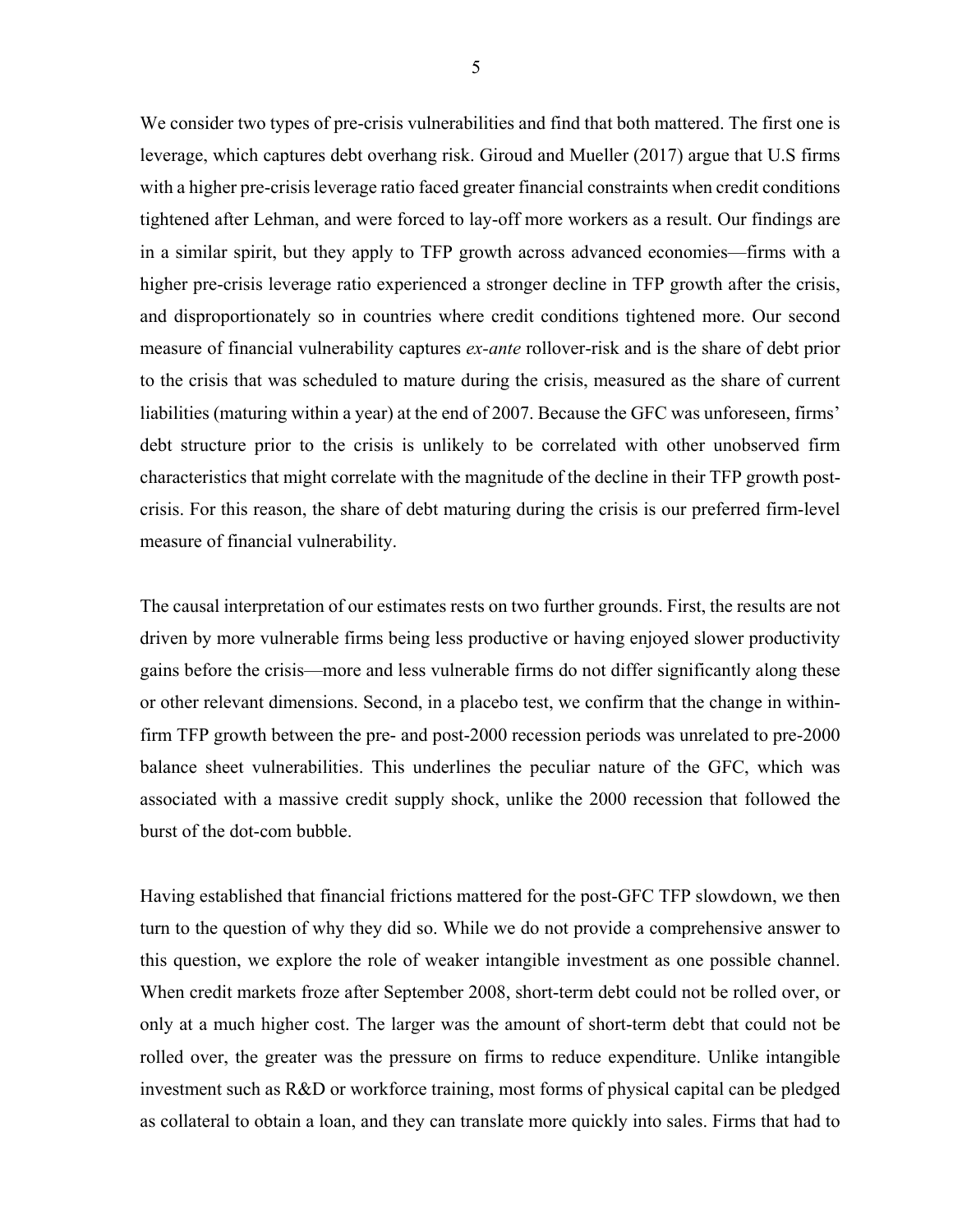We consider two types of pre-crisis vulnerabilities and find that both mattered. The first one is leverage, which captures debt overhang risk. Giroud and Mueller (2017) argue that U.S firms with a higher pre-crisis leverage ratio faced greater financial constraints when credit conditions tightened after Lehman, and were forced to lay-off more workers as a result. Our findings are in a similar spirit, but they apply to TFP growth across advanced economies—firms with a higher pre-crisis leverage ratio experienced a stronger decline in TFP growth after the crisis, and disproportionately so in countries where credit conditions tightened more. Our second measure of financial vulnerability captures *ex-ante* rollover-risk and is the share of debt prior to the crisis that was scheduled to mature during the crisis, measured as the share of current liabilities (maturing within a year) at the end of 2007. Because the GFC was unforeseen, firms' debt structure prior to the crisis is unlikely to be correlated with other unobserved firm characteristics that might correlate with the magnitude of the decline in their TFP growth post-crisis. For this reason, the share of debt maturing during the crisis is our preferred firm-level measure of financial vulnerability.

The causal interpretation of our estimates rests on two further grounds. First, the results are not driven by more vulnerable firms being less productive or having enjoyed slower productivity gains before the crisis—more and less vulnerable firms do not differ significantly along these or other relevant dimensions. Second, in a placebo test, we confirm that the change in within-firm TFP growth between the pre- and post-2000 recession periods was unrelated to pre-2000 balance sheet vulnerabilities. This underlines the peculiar nature of the GFC, which was associated with a massive credit supply shock, unlike the 2000 recession that followed the burst of the dot-com bubble.

Having established that financial frictions mattered for the post-GFC TFP slowdown, we then turn to the question of why they did so. While we do not provide a comprehensive answer to this question, we explore the role of weaker intangible investment as one possible channel. When credit markets froze after September 2008, short-term debt could not be rolled over, or only at a much higher cost. The larger was the amount of short-term debt that could not be rolled over, the greater was the pressure on firms to reduce expenditure. Unlike intangible investment such as R&D or workforce training, most forms of physical capital can be pledged as collateral to obtain a loan, and they can translate more quickly into sales. Firms that had to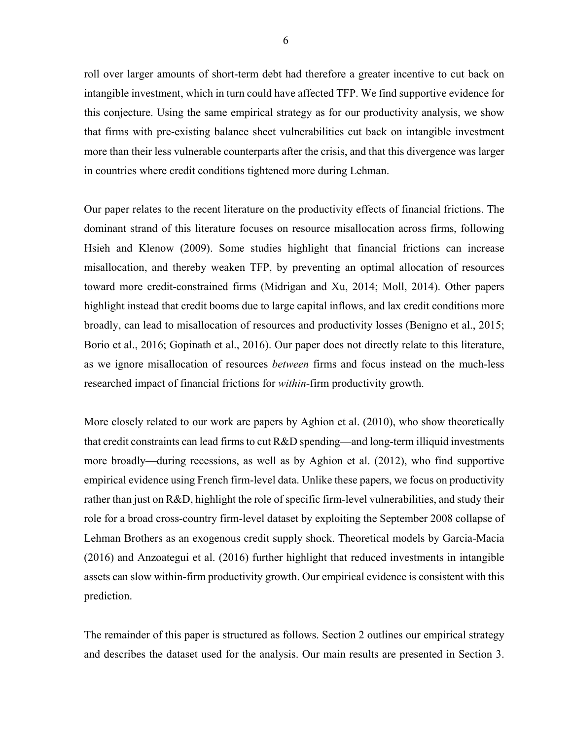roll over larger amounts of short-term debt had therefore a greater incentive to cut back on intangible investment, which in turn could have affected TFP. We find supportive evidence for this conjecture. Using the same empirical strategy as for our productivity analysis, we show that firms with pre-existing balance sheet vulnerabilities cut back on intangible investment more than their less vulnerable counterparts after the crisis, and that this divergence was larger in countries where credit conditions tightened more during Lehman.

Our paper relates to the recent literature on the productivity effects of financial frictions. The dominant strand of this literature focuses on resource misallocation across firms, following Hsieh and Klenow (2009). Some studies highlight that financial frictions can increase misallocation, and thereby weaken TFP, by preventing an optimal allocation of resources toward more credit-constrained firms (Midrigan and Xu, 2014; Moll, 2014). Other papers highlight instead that credit booms due to large capital inflows, and lax credit conditions more broadly, can lead to misallocation of resources and productivity losses (Benigno et al., 2015; Borio et al., 2016; Gopinath et al., 2016). Our paper does not directly relate to this literature, as we ignore misallocation of resources *between* firms and focus instead on the much-less researched impact of financial frictions for *within*-firm productivity growth.

More closely related to our work are papers by Aghion et al. (2010), who show theoretically that credit constraints can lead firms to cut R&D spending—and long-term illiquid investments more broadly—during recessions, as well as by Aghion et al. (2012), who find supportive empirical evidence using French firm-level data. Unlike these papers, we focus on productivity rather than just on R&D, highlight the role of specific firm-level vulnerabilities, and study their role for a broad cross-country firm-level dataset by exploiting the September 2008 collapse of Lehman Brothers as an exogenous credit supply shock. Theoretical models by Garcia-Macia (2016) and Anzoategui et al. (2016) further highlight that reduced investments in intangible assets can slow within-firm productivity growth. Our empirical evidence is consistent with this prediction.

The remainder of this paper is structured as follows. Section 2 outlines our empirical strategy and describes the dataset used for the analysis. Our main results are presented in Section 3.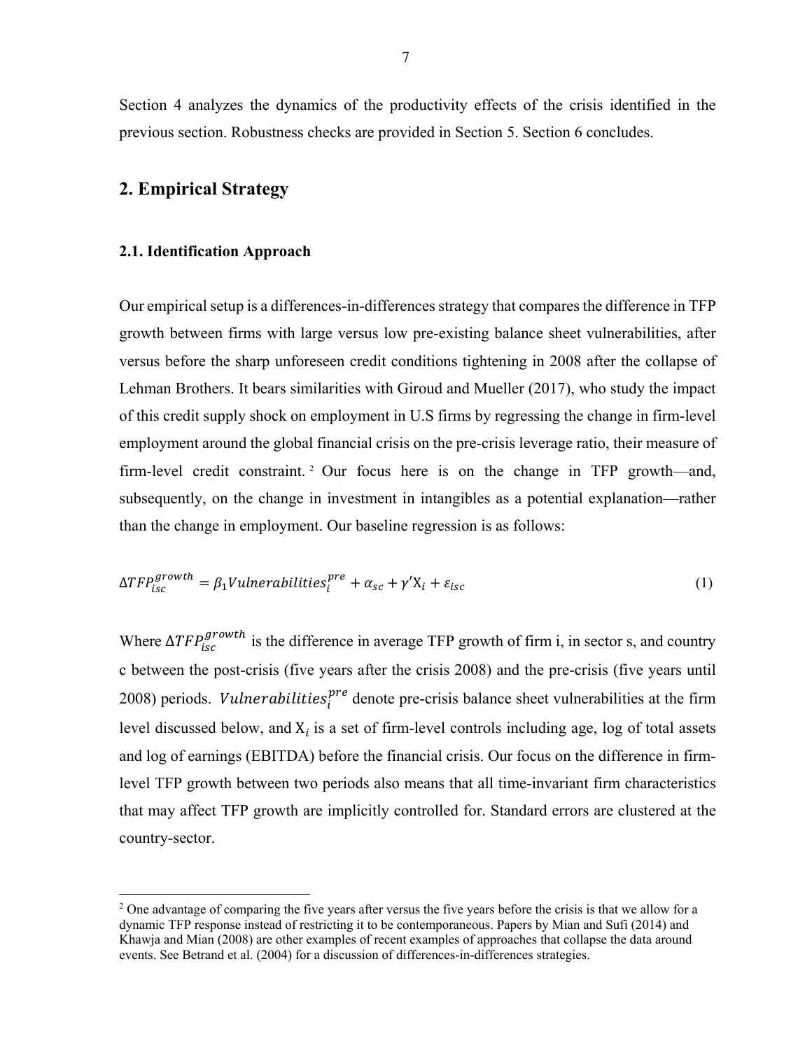Section 4 analyzes the dynamics of the productivity effects of the crisis identified in the previous section. Robustness checks are provided in Section 5. Section 6 concludes.

## 2. Empirical Strategy

### 2.1. Identification Approach

Our empirical setup is a differences-in-differences strategy that compares the difference in TFP growth between firms with large versus low pre-existing balance sheet vulnerabilities, after versus before the sharp unforeseen credit conditions tightening in 2008 after the collapse of Lehman Brothers. It bears similarities with Giroud and Mueller (2017), who study the impact of this credit supply shock on employment in U.S firms by regressing the change in firm-level employment around the global financial crisis on the pre-crisis leverage ratio, their measure of firm-level credit constraint.[2] Our focus here is on the change in TFP growth—and, subsequently, on the change in investment in intangibles as a potential explanation—rather than the change in employment. Our baseline regression is as follows:

$$\Delta TFP_{isc}^{growth} = \beta_1 Vulnerabilities_i^{pre} + \alpha_{sc} + \gamma' \mathrm{X}_i + \varepsilon_{isc} \tag{1}$$

Where $\Delta TFP_{isc}^{growth}$ is the difference in average TFP growth of firm i, in sector s, and country c between the post-crisis (five years after the crisis 2008) and the pre-crisis (five years until 2008) periods. $Vulnerabilities_i^{pre}$ denote pre-crisis balance sheet vulnerabilities at the firm level discussed below, and $\mathrm{X}_i$ is a set of firm-level controls including age, log of total assets and log of earnings (EBITDA) before the financial crisis. Our focus on the difference in firm-level TFP growth between two periods also means that all time-invariant firm characteristics that may affect TFP growth are implicitly controlled for. Standard errors are clustered at the country-sector.

[2] One advantage of comparing the five years after versus the five years before the crisis is that we allow for a dynamic TFP response instead of restricting it to be contemporaneous. Papers by Mian and Sufi (2014) and Khawja and Mian (2008) are other examples of recent examples of approaches that collapse the data around events. See Betrand et al. (2004) for a discussion of differences-in-differences strategies.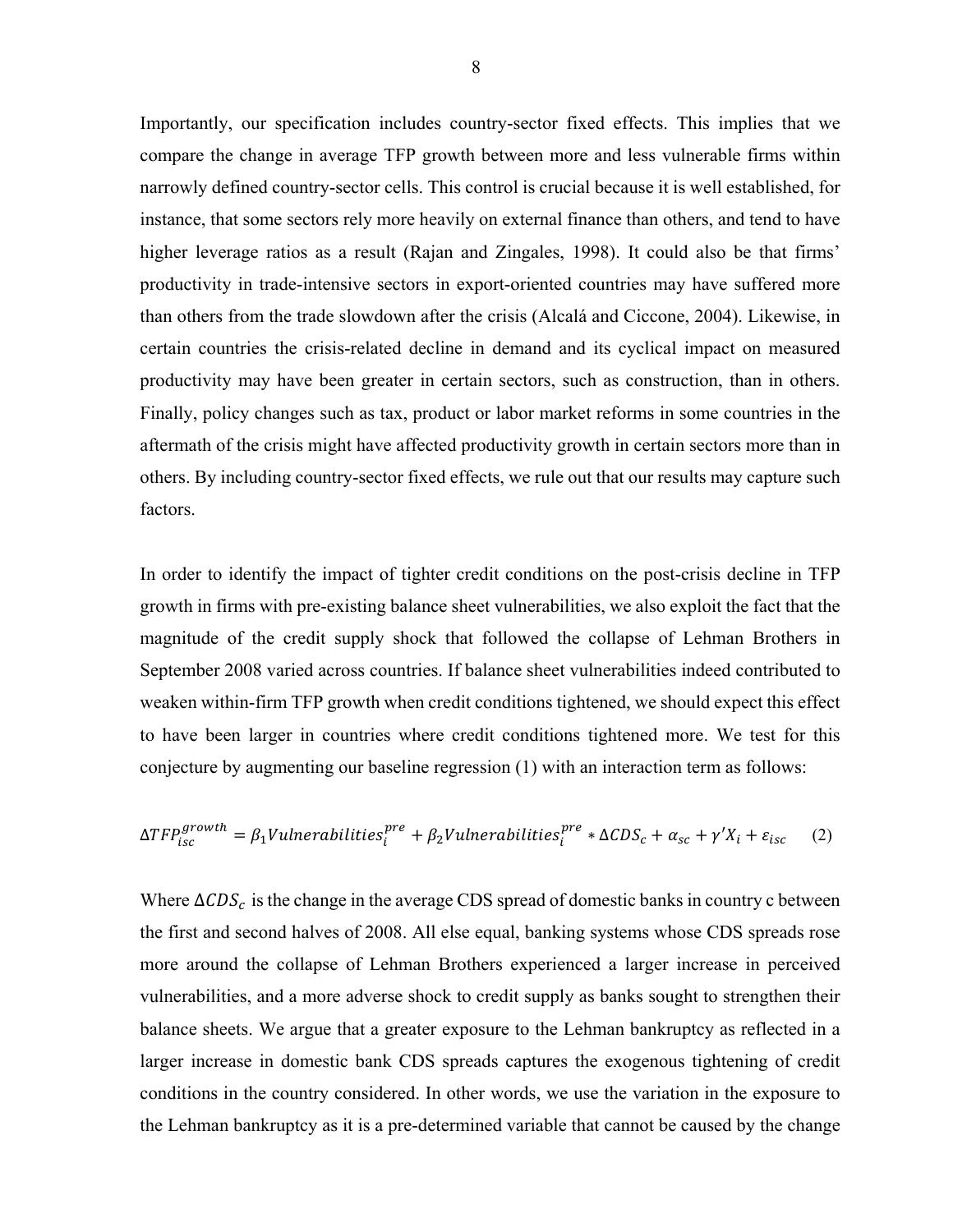Importantly, our specification includes country-sector fixed effects. This implies that we compare the change in average TFP growth between more and less vulnerable firms within narrowly defined country-sector cells. This control is crucial because it is well established, for instance, that some sectors rely more heavily on external finance than others, and tend to have higher leverage ratios as a result (Rajan and Zingales, 1998). It could also be that firms' productivity in trade-intensive sectors in export-oriented countries may have suffered more than others from the trade slowdown after the crisis (Alcalá and Ciccone, 2004). Likewise, in certain countries the crisis-related decline in demand and its cyclical impact on measured productivity may have been greater in certain sectors, such as construction, than in others. Finally, policy changes such as tax, product or labor market reforms in some countries in the aftermath of the crisis might have affected productivity growth in certain sectors more than in others. By including country-sector fixed effects, we rule out that our results may capture such factors.

In order to identify the impact of tighter credit conditions on the post-crisis decline in TFP growth in firms with pre-existing balance sheet vulnerabilities, we also exploit the fact that the magnitude of the credit supply shock that followed the collapse of Lehman Brothers in September 2008 varied across countries. If balance sheet vulnerabilities indeed contributed to weaken within-firm TFP growth when credit conditions tightened, we should expect this effect to have been larger in countries where credit conditions tightened more. We test for this conjecture by augmenting our baseline regression (1) with an interaction term as follows:

$$\Delta TFP_{isc}^{growth} = \beta_1 Vulnerabilities_i^{pre} + \beta_2 Vulnerabilities_i^{pre} * \Delta CDS_c + \alpha_{sc} + \gamma' X_i + \varepsilon_{isc} \qquad (2)$$

Where $\Delta CDS_c$ is the change in the average CDS spread of domestic banks in country c between the first and second halves of 2008. All else equal, banking systems whose CDS spreads rose more around the collapse of Lehman Brothers experienced a larger increase in perceived vulnerabilities, and a more adverse shock to credit supply as banks sought to strengthen their balance sheets. We argue that a greater exposure to the Lehman bankruptcy as reflected in a larger increase in domestic bank CDS spreads captures the exogenous tightening of credit conditions in the country considered. In other words, we use the variation in the exposure to the Lehman bankruptcy as it is a pre-determined variable that cannot be caused by the change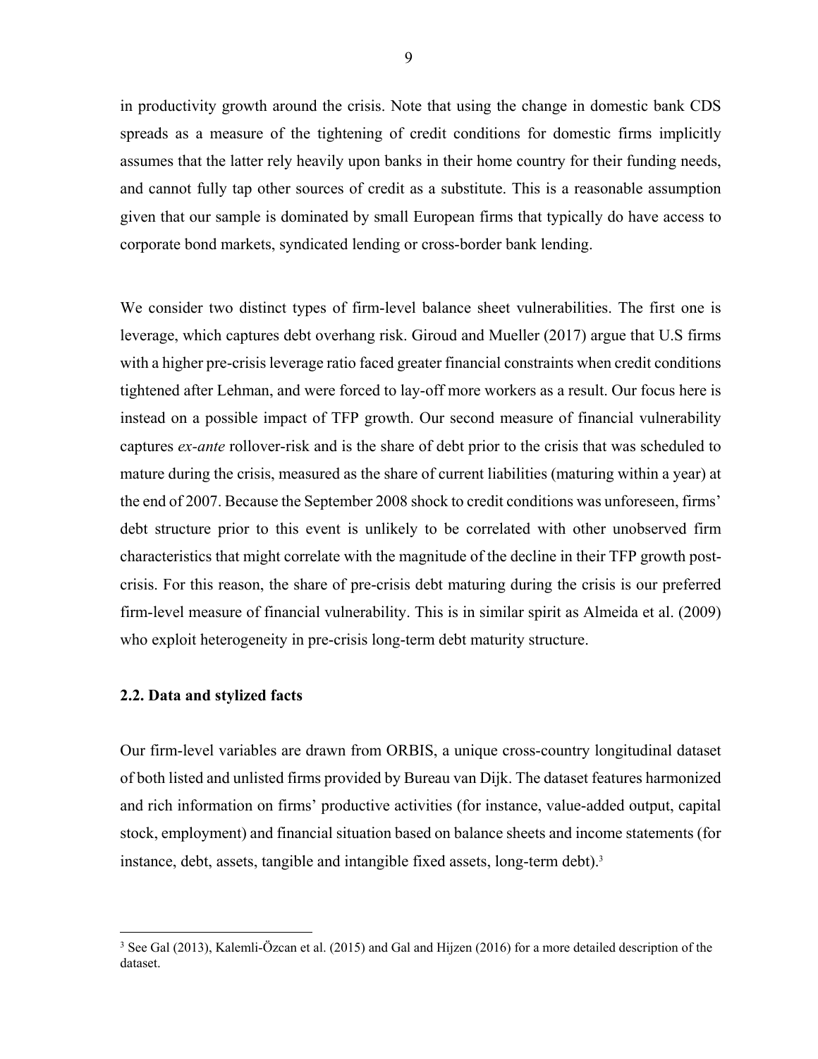in productivity growth around the crisis. Note that using the change in domestic bank CDS spreads as a measure of the tightening of credit conditions for domestic firms implicitly assumes that the latter rely heavily upon banks in their home country for their funding needs, and cannot fully tap other sources of credit as a substitute. This is a reasonable assumption given that our sample is dominated by small European firms that typically do have access to corporate bond markets, syndicated lending or cross-border bank lending.

We consider two distinct types of firm-level balance sheet vulnerabilities. The first one is leverage, which captures debt overhang risk. Giroud and Mueller (2017) argue that U.S firms with a higher pre-crisis leverage ratio faced greater financial constraints when credit conditions tightened after Lehman, and were forced to lay-off more workers as a result. Our focus here is instead on a possible impact of TFP growth. Our second measure of financial vulnerability captures *ex-ante* rollover-risk and is the share of debt prior to the crisis that was scheduled to mature during the crisis, measured as the share of current liabilities (maturing within a year) at the end of 2007. Because the September 2008 shock to credit conditions was unforeseen, firms' debt structure prior to this event is unlikely to be correlated with other unobserved firm characteristics that might correlate with the magnitude of the decline in their TFP growth post-crisis. For this reason, the share of pre-crisis debt maturing during the crisis is our preferred firm-level measure of financial vulnerability. This is in similar spirit as Almeida et al. (2009) who exploit heterogeneity in pre-crisis long-term debt maturity structure.

### 2.2. Data and stylized facts

Our firm-level variables are drawn from ORBIS, a unique cross-country longitudinal dataset of both listed and unlisted firms provided by Bureau van Dijk. The dataset features harmonized and rich information on firms' productive activities (for instance, value-added output, capital stock, employment) and financial situation based on balance sheets and income statements (for instance, debt, assets, tangible and intangible fixed assets, long-term debt).[3]

[3] See Gal (2013), Kalemli-Özcan et al. (2015) and Gal and Hijzen (2016) for a more detailed description of the dataset.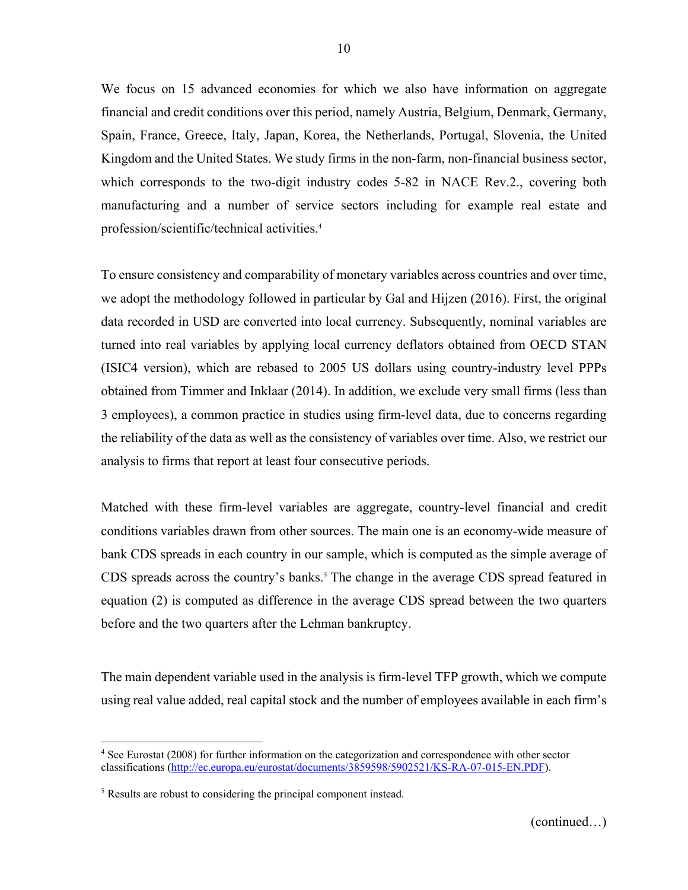We focus on 15 advanced economies for which we also have information on aggregate financial and credit conditions over this period, namely Austria, Belgium, Denmark, Germany, Spain, France, Greece, Italy, Japan, Korea, the Netherlands, Portugal, Slovenia, the United Kingdom and the United States. We study firms in the non-farm, non-financial business sector, which corresponds to the two-digit industry codes 5-82 in NACE Rev.2., covering both manufacturing and a number of service sectors including for example real estate and profession/scientific/technical activities.[4]

To ensure consistency and comparability of monetary variables across countries and over time, we adopt the methodology followed in particular by Gal and Hijzen (2016). First, the original data recorded in USD are converted into local currency. Subsequently, nominal variables are turned into real variables by applying local currency deflators obtained from OECD STAN (ISIC4 version), which are rebased to 2005 US dollars using country-industry level PPPs obtained from Timmer and Inklaar (2014). In addition, we exclude very small firms (less than 3 employees), a common practice in studies using firm-level data, due to concerns regarding the reliability of the data as well as the consistency of variables over time. Also, we restrict our analysis to firms that report at least four consecutive periods.

Matched with these firm-level variables are aggregate, country-level financial and credit conditions variables drawn from other sources. The main one is an economy-wide measure of bank CDS spreads in each country in our sample, which is computed as the simple average of CDS spreads across the country's banks.[5] The change in the average CDS spread featured in equation (2) is computed as difference in the average CDS spread between the two quarters before and the two quarters after the Lehman bankruptcy.

The main dependent variable used in the analysis is firm-level TFP growth, which we compute using real value added, real capital stock and the number of employees available in each firm's

---

[4] See Eurostat (2008) for further information on the categorization and correspondence with other sector classifications (http://ec.europa.eu/eurostat/documents/3859598/5902521/KS-RA-07-015-EN.PDF).

[5] Results are robust to considering the principal component instead.

(continued…)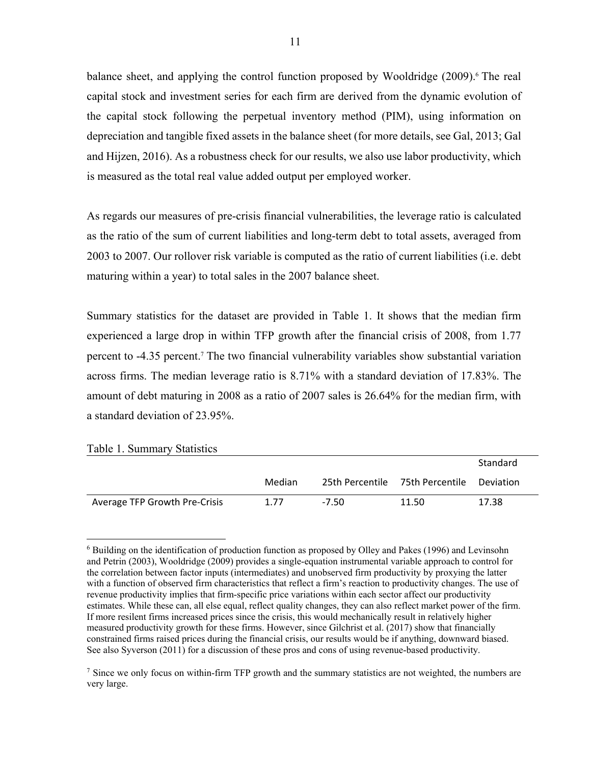balance sheet, and applying the control function proposed by Wooldridge (2009).[6] The real capital stock and investment series for each firm are derived from the dynamic evolution of the capital stock following the perpetual inventory method (PIM), using information on depreciation and tangible fixed assets in the balance sheet (for more details, see Gal, 2013; Gal and Hijzen, 2016). As a robustness check for our results, we also use labor productivity, which is measured as the total real value added output per employed worker.

As regards our measures of pre-crisis financial vulnerabilities, the leverage ratio is calculated as the ratio of the sum of current liabilities and long-term debt to total assets, averaged from 2003 to 2007. Our rollover risk variable is computed as the ratio of current liabilities (i.e. debt maturing within a year) to total sales in the 2007 balance sheet.

Summary statistics for the dataset are provided in Table 1. It shows that the median firm experienced a large drop in within TFP growth after the financial crisis of 2008, from 1.77 percent to -4.35 percent.[7] The two financial vulnerability variables show substantial variation across firms. The median leverage ratio is 8.71% with a standard deviation of 17.83%. The amount of debt maturing in 2008 as a ratio of 2007 sales is 26.64% for the median firm, with a standard deviation of 23.95%.

Table 1. Summary Statistics

| | Median | 25th Percentile | 75th Percentile | Standard Deviation |
|---|---|---|---|---|
| Average TFP Growth Pre-Crisis | 1.77 | -7.50 | 11.50 | 17.38 |

[6] Building on the identification of production function as proposed by Olley and Pakes (1996) and Levinsohn and Petrin (2003), Wooldridge (2009) provides a single-equation instrumental variable approach to control for the correlation between factor inputs (intermediates) and unobserved firm productivity by proxying the latter with a function of observed firm characteristics that reflect a firm's reaction to productivity changes. The use of revenue productivity implies that firm-specific price variations within each sector affect our productivity estimates. While these can, all else equal, reflect quality changes, they can also reflect market power of the firm. If more resilent firms increased prices since the crisis, this would mechanically result in relatively higher measured productivity growth for these firms. However, since Gilchrist et al. (2017) show that financially constrained firms raised prices during the financial crisis, our results would be if anything, downward biased. See also Syverson (2011) for a discussion of these pros and cons of using revenue-based productivity.

[7] Since we only focus on within-firm TFP growth and the summary statistics are not weighted, the numbers are very large.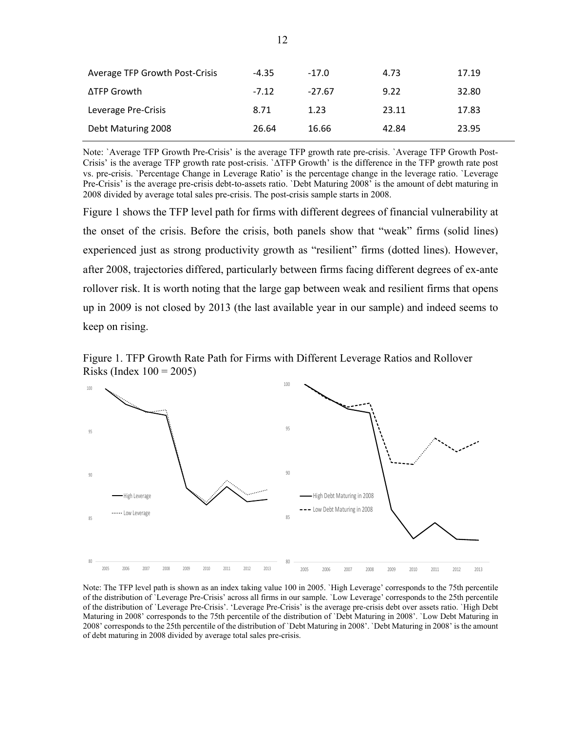| Average TFP Growth Post-Crisis | -4.35 | -17.0 | 4.73 | 17.19 |
|---|---|---|---|---|
| ΔTFP Growth | -7.12 | -27.67 | 9.22 | 32.80 |
| Leverage Pre-Crisis | 8.71 | 1.23 | 23.11 | 17.83 |
| Debt Maturing 2008 | 26.64 | 16.66 | 42.84 | 23.95 |

Note: `Average TFP Growth Pre-Crisis' is the average TFP growth rate pre-crisis. `Average TFP Growth Post-Crisis' is the average TFP growth rate post-crisis. `ΔTFP Growth' is the difference in the TFP growth rate post vs. pre-crisis. `Percentage Change in Leverage Ratio' is the percentage change in the leverage ratio. `Leverage Pre-Crisis' is the average pre-crisis debt-to-assets ratio. `Debt Maturing 2008' is the amount of debt maturing in 2008 divided by average total sales pre-crisis. The post-crisis sample starts in 2008.

Figure 1 shows the TFP level path for firms with different degrees of financial vulnerability at the onset of the crisis. Before the crisis, both panels show that "weak" firms (solid lines) experienced just as strong productivity growth as "resilient" firms (dotted lines). However, after 2008, trajectories differed, particularly between firms facing different degrees of ex-ante rollover risk. It is worth noting that the large gap between weak and resilient firms that opens up in 2009 is not closed by 2013 (the last available year in our sample) and indeed seems to keep on rising.

Figure 1. TFP Growth Rate Path for Firms with Different Leverage Ratios and Rollover Risks (Index 100 = 2005)

Note: The TFP level path is shown as an index taking value 100 in 2005. `High Leverage' corresponds to the 75th percentile of the distribution of `Leverage Pre-Crisis' across all firms in our sample. `Low Leverage' corresponds to the 25th percentile of the distribution of `Leverage Pre-Crisis'. 'Leverage Pre-Crisis' is the average pre-crisis debt over assets ratio. `High Debt Maturing in 2008' corresponds to the 75th percentile of the distribution of `Debt Maturing in 2008'. `Low Debt Maturing in 2008' corresponds to the 25th percentile of the distribution of `Debt Maturing in 2008'. `Debt Maturing in 2008' is the amount of debt maturing in 2008 divided by average total sales pre-crisis.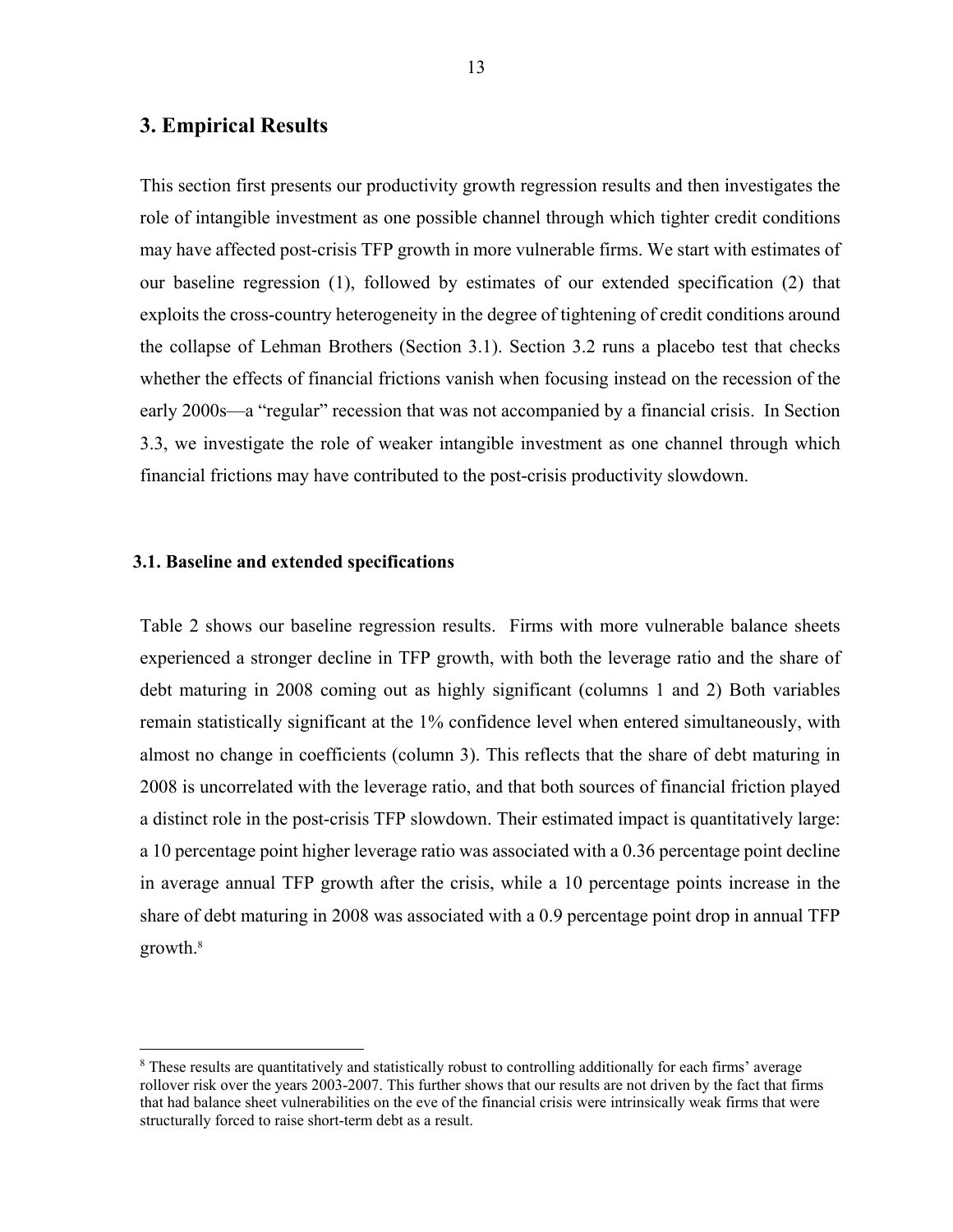## 3. Empirical Results

This section first presents our productivity growth regression results and then investigates the role of intangible investment as one possible channel through which tighter credit conditions may have affected post-crisis TFP growth in more vulnerable firms. We start with estimates of our baseline regression (1), followed by estimates of our extended specification (2) that exploits the cross-country heterogeneity in the degree of tightening of credit conditions around the collapse of Lehman Brothers (Section 3.1). Section 3.2 runs a placebo test that checks whether the effects of financial frictions vanish when focusing instead on the recession of the early 2000s—a "regular" recession that was not accompanied by a financial crisis. In Section 3.3, we investigate the role of weaker intangible investment as one channel through which financial frictions may have contributed to the post-crisis productivity slowdown.

### 3.1. Baseline and extended specifications

Table 2 shows our baseline regression results. Firms with more vulnerable balance sheets experienced a stronger decline in TFP growth, with both the leverage ratio and the share of debt maturing in 2008 coming out as highly significant (columns 1 and 2) Both variables remain statistically significant at the 1% confidence level when entered simultaneously, with almost no change in coefficients (column 3). This reflects that the share of debt maturing in 2008 is uncorrelated with the leverage ratio, and that both sources of financial friction played a distinct role in the post-crisis TFP slowdown. Their estimated impact is quantitatively large: a 10 percentage point higher leverage ratio was associated with a 0.36 percentage point decline in average annual TFP growth after the crisis, while a 10 percentage points increase in the share of debt maturing in 2008 was associated with a 0.9 percentage point drop in annual TFP growth.[8]

[8] These results are quantitatively and statistically robust to controlling additionally for each firms' average rollover risk over the years 2003-2007. This further shows that our results are not driven by the fact that firms that had balance sheet vulnerabilities on the eve of the financial crisis were intrinsically weak firms that were structurally forced to raise short-term debt as a result.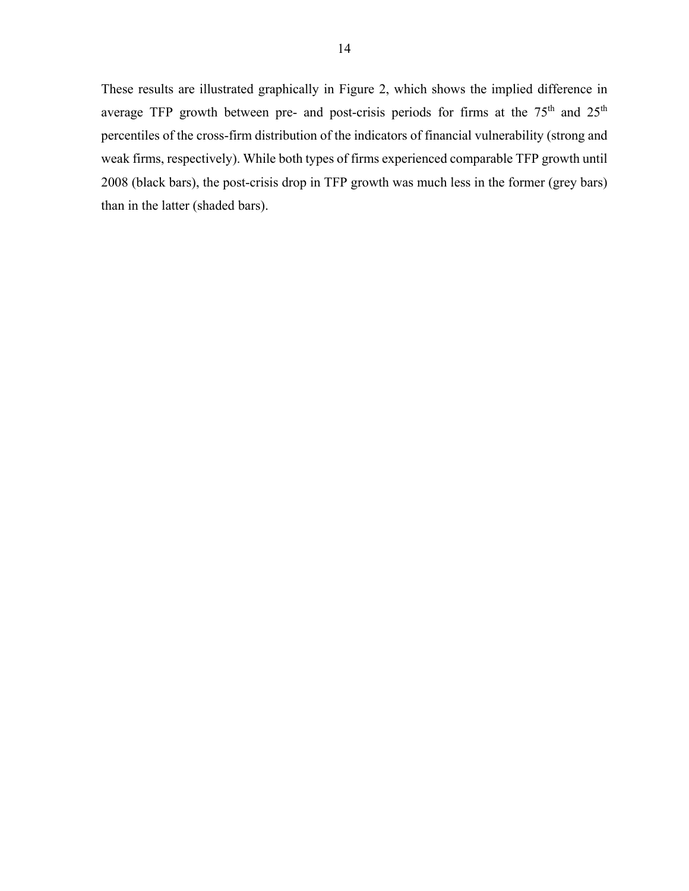These results are illustrated graphically in Figure 2, which shows the implied difference in average TFP growth between pre- and post-crisis periods for firms at the $75^{th}$ and $25^{th}$ percentiles of the cross-firm distribution of the indicators of financial vulnerability (strong and weak firms, respectively). While both types of firms experienced comparable TFP growth until 2008 (black bars), the post-crisis drop in TFP growth was much less in the former (grey bars) than in the latter (shaded bars).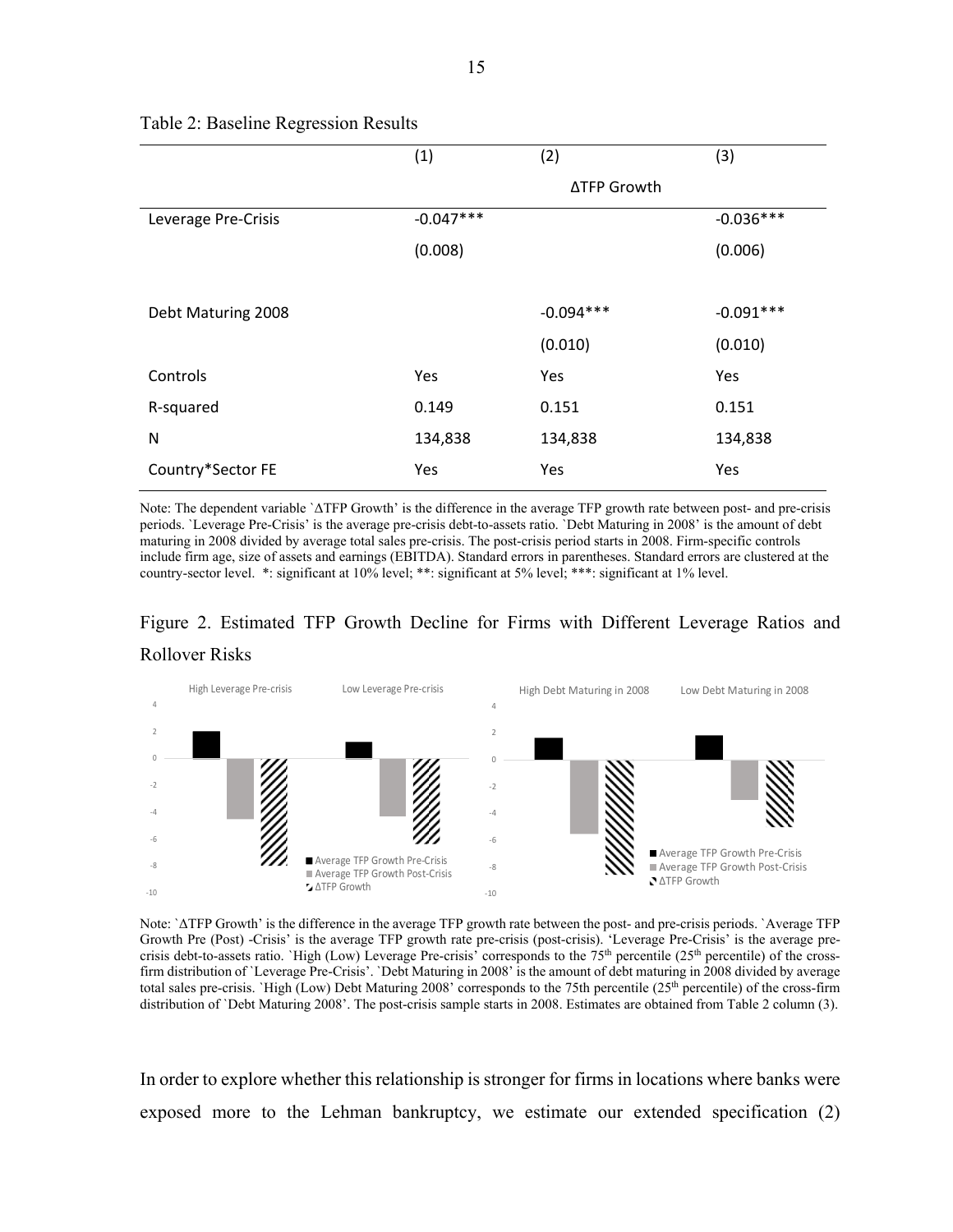Table 2: Baseline Regression Results

| | (1) | (2) | (3) |
|---|---|---|---|
| | | ΔTFP Growth | |
| Leverage Pre-Crisis | -0.047*** | | -0.036*** |
| | (0.008) | | (0.006) |
| Debt Maturing 2008 | | -0.094*** | -0.091*** |
| | | (0.010) | (0.010) |
| Controls | Yes | Yes | Yes |
| R-squared | 0.149 | 0.151 | 0.151 |
| N | 134,838 | 134,838 | 134,838 |
| Country*Sector FE | Yes | Yes | Yes |

Note: The dependent variable `ΔTFP Growth' is the difference in the average TFP growth rate between post- and pre-crisis periods. `Leverage Pre-Crisis' is the average pre-crisis debt-to-assets ratio. `Debt Maturing in 2008' is the amount of debt maturing in 2008 divided by average total sales pre-crisis. The post-crisis period starts in 2008. Firm-specific controls include firm age, size of assets and earnings (EBITDA). Standard errors in parentheses. Standard errors are clustered at the country-sector level. *: significant at 10% level; **: significant at 5% level; ***: significant at 1% level.

Figure 2. Estimated TFP Growth Decline for Firms with Different Leverage Ratios and Rollover Risks

Note: `ΔTFP Growth' is the difference in the average TFP growth rate between the post- and pre-crisis periods. `Average TFP Growth Pre (Post) -Crisis' is the average TFP growth rate pre-crisis (post-crisis). 'Leverage Pre-Crisis' is the average pre-crisis debt-to-assets ratio. `High (Low) Leverage Pre-crisis' corresponds to the 75th percentile (25th percentile) of the cross-firm distribution of `Leverage Pre-Crisis'. `Debt Maturing in 2008' is the amount of debt maturing in 2008 divided by average total sales pre-crisis. `High (Low) Debt Maturing 2008' corresponds to the 75th percentile (25th percentile) of the cross-firm distribution of `Debt Maturing 2008'. The post-crisis sample starts in 2008. Estimates are obtained from Table 2 column (3).

In order to explore whether this relationship is stronger for firms in locations where banks were exposed more to the Lehman bankruptcy, we estimate our extended specification (2)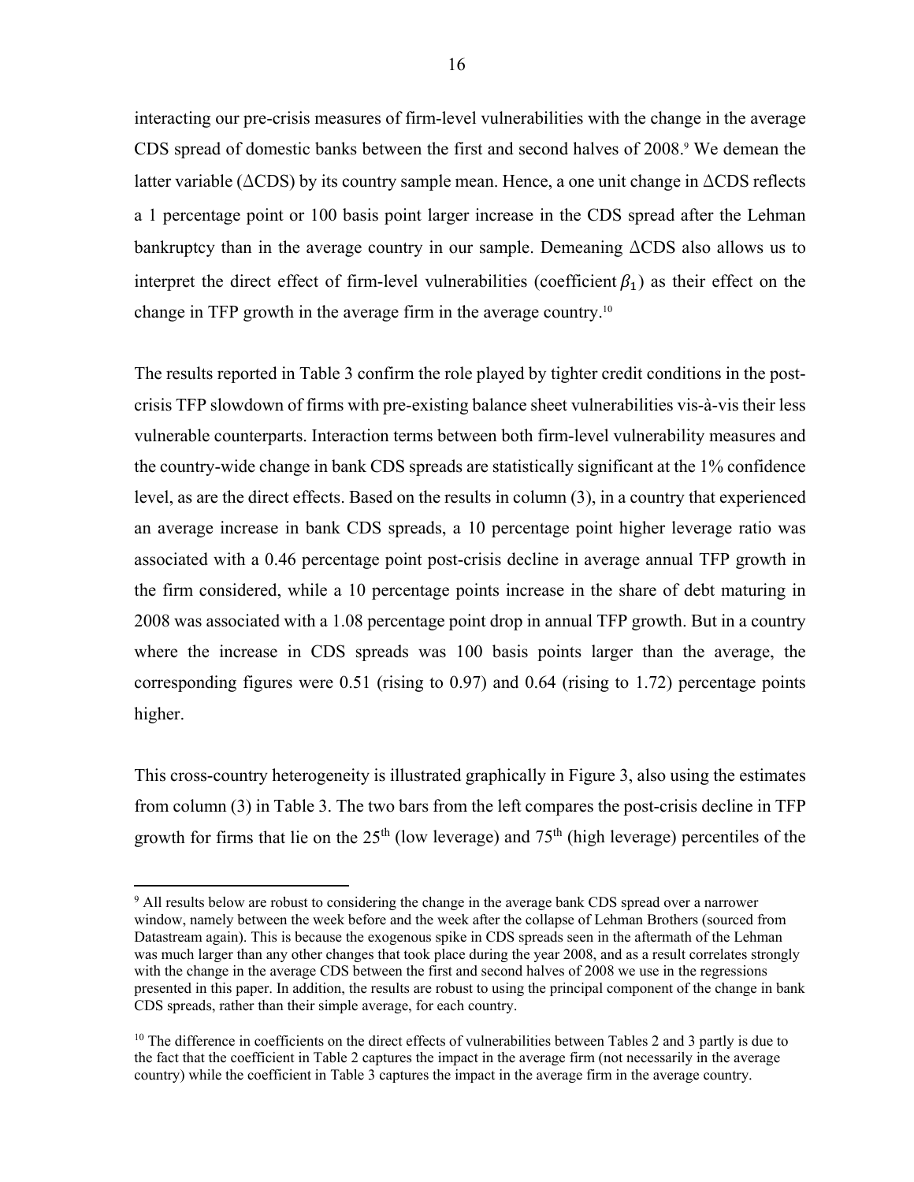interacting our pre-crisis measures of firm-level vulnerabilities with the change in the average CDS spread of domestic banks between the first and second halves of 2008.[9] We demean the latter variable ($\Delta$CDS) by its country sample mean. Hence, a one unit change in $\Delta$CDS reflects a 1 percentage point or 100 basis point larger increase in the CDS spread after the Lehman bankruptcy than in the average country in our sample. Demeaning $\Delta$CDS also allows us to interpret the direct effect of firm-level vulnerabilities (coefficient $\beta_1$) as their effect on the change in TFP growth in the average firm in the average country.[10]

The results reported in Table 3 confirm the role played by tighter credit conditions in the post-crisis TFP slowdown of firms with pre-existing balance sheet vulnerabilities vis-à-vis their less vulnerable counterparts. Interaction terms between both firm-level vulnerability measures and the country-wide change in bank CDS spreads are statistically significant at the 1% confidence level, as are the direct effects. Based on the results in column (3), in a country that experienced an average increase in bank CDS spreads, a 10 percentage point higher leverage ratio was associated with a 0.46 percentage point post-crisis decline in average annual TFP growth in the firm considered, while a 10 percentage points increase in the share of debt maturing in 2008 was associated with a 1.08 percentage point drop in annual TFP growth. But in a country where the increase in CDS spreads was 100 basis points larger than the average, the corresponding figures were 0.51 (rising to 0.97) and 0.64 (rising to 1.72) percentage points higher.

This cross-country heterogeneity is illustrated graphically in Figure 3, also using the estimates from column (3) in Table 3. The two bars from the left compares the post-crisis decline in TFP growth for firms that lie on the 25th (low leverage) and 75th (high leverage) percentiles of the

[9] All results below are robust to considering the change in the average bank CDS spread over a narrower window, namely between the week before and the week after the collapse of Lehman Brothers (sourced from Datastream again). This is because the exogenous spike in CDS spreads seen in the aftermath of the Lehman was much larger than any other changes that took place during the year 2008, and as a result correlates strongly with the change in the average CDS between the first and second halves of 2008 we use in the regressions presented in this paper. In addition, the results are robust to using the principal component of the change in bank CDS spreads, rather than their simple average, for each country.

[10] The difference in coefficients on the direct effects of vulnerabilities between Tables 2 and 3 partly is due to the fact that the coefficient in Table 2 captures the impact in the average firm (not necessarily in the average country) while the coefficient in Table 3 captures the impact in the average firm in the average country.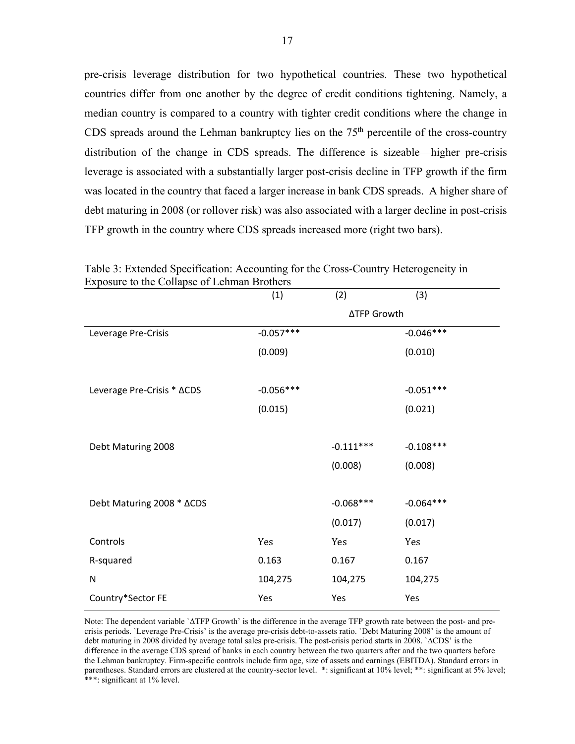pre-crisis leverage distribution for two hypothetical countries. These two hypothetical countries differ from one another by the degree of credit conditions tightening. Namely, a median country is compared to a country with tighter credit conditions where the change in CDS spreads around the Lehman bankruptcy lies on the 75th percentile of the cross-country distribution of the change in CDS spreads. The difference is sizeable—higher pre-crisis leverage is associated with a substantially larger post-crisis decline in TFP growth if the firm was located in the country that faced a larger increase in bank CDS spreads. A higher share of debt maturing in 2008 (or rollover risk) was also associated with a larger decline in post-crisis TFP growth in the country where CDS spreads increased more (right two bars).

Table 3: Extended Specification: Accounting for the Cross-Country Heterogeneity in Exposure to the Collapse of Lehman Brothers

| | (1) | (2) | (3) |
|---|---|---|---|
| | | ΔTFP Growth | |
| Leverage Pre-Crisis | -0.057*** | | -0.046*** |
| | (0.009) | | (0.010) |
| Leverage Pre-Crisis * ΔCDS | -0.056*** | | -0.051*** |
| | (0.015) | | (0.021) |
| Debt Maturing 2008 | | -0.111*** | -0.108*** |
| | | (0.008) | (0.008) |
| Debt Maturing 2008 * ΔCDS | | -0.068*** | -0.064*** |
| | | (0.017) | (0.017) |
| Controls | Yes | Yes | Yes |
| R-squared | 0.163 | 0.167 | 0.167 |
| N | 104,275 | 104,275 | 104,275 |
| Country*Sector FE | Yes | Yes | Yes |

Note: The dependent variable `ΔTFP Growth' is the difference in the average TFP growth rate between the post- and pre-crisis periods. `Leverage Pre-Crisis' is the average pre-crisis debt-to-assets ratio. `Debt Maturing 2008' is the amount of debt maturing in 2008 divided by average total sales pre-crisis. The post-crisis period starts in 2008. `ΔCDS' is the difference in the average CDS spread of banks in each country between the two quarters after and the two quarters before the Lehman bankruptcy. Firm-specific controls include firm age, size of assets and earnings (EBITDA). Standard errors in parentheses. Standard errors are clustered at the country-sector level. *: significant at 10% level; **: significant at 5% level; ***: significant at 1% level.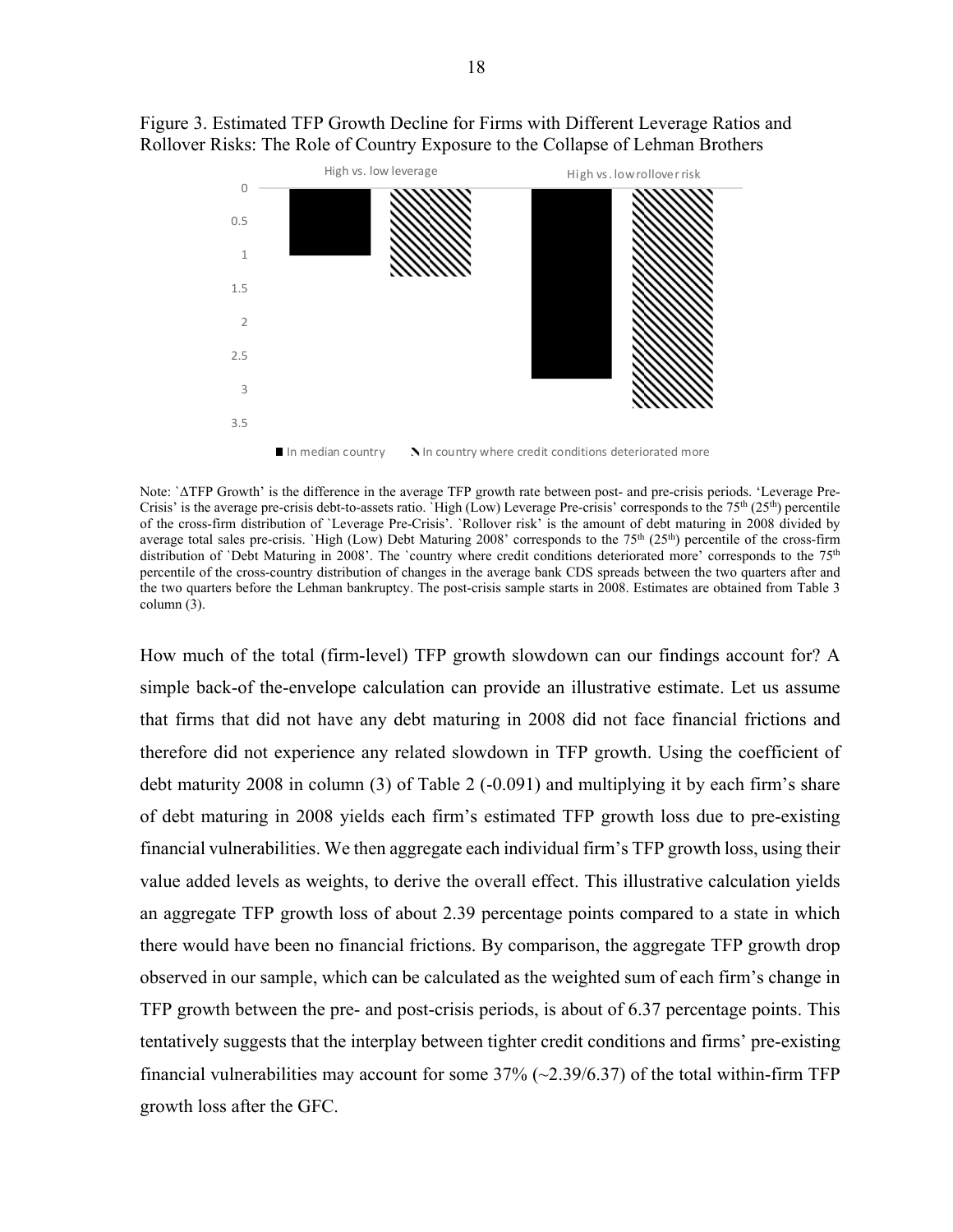Figure 3. Estimated TFP Growth Decline for Firms with Different Leverage Ratios and Rollover Risks: The Role of Country Exposure to the Collapse of Lehman Brothers

Note: `ΔTFP Growth' is the difference in the average TFP growth rate between post- and pre-crisis periods. 'Leverage Pre-Crisis' is the average pre-crisis debt-to-assets ratio. `High (Low) Leverage Pre-crisis' corresponds to the 75th (25th) percentile of the cross-firm distribution of `Leverage Pre-Crisis'. `Rollover risk' is the amount of debt maturing in 2008 divided by average total sales pre-crisis. `High (Low) Debt Maturing 2008' corresponds to the 75th (25th) percentile of the cross-firm distribution of `Debt Maturing in 2008'. The `country where credit conditions deteriorated more' corresponds to the 75th percentile of the cross-country distribution of changes in the average bank CDS spreads between the two quarters after and the two quarters before the Lehman bankruptcy. The post-crisis sample starts in 2008. Estimates are obtained from Table 3 column (3).

How much of the total (firm-level) TFP growth slowdown can our findings account for? A simple back-of the-envelope calculation can provide an illustrative estimate. Let us assume that firms that did not have any debt maturing in 2008 did not face financial frictions and therefore did not experience any related slowdown in TFP growth. Using the coefficient of debt maturity 2008 in column (3) of Table 2 (-0.091) and multiplying it by each firm's share of debt maturing in 2008 yields each firm's estimated TFP growth loss due to pre-existing financial vulnerabilities. We then aggregate each individual firm's TFP growth loss, using their value added levels as weights, to derive the overall effect. This illustrative calculation yields an aggregate TFP growth loss of about 2.39 percentage points compared to a state in which there would have been no financial frictions. By comparison, the aggregate TFP growth drop observed in our sample, which can be calculated as the weighted sum of each firm's change in TFP growth between the pre- and post-crisis periods, is about of 6.37 percentage points. This tentatively suggests that the interplay between tighter credit conditions and firms' pre-existing financial vulnerabilities may account for some 37% (~2.39/6.37) of the total within-firm TFP growth loss after the GFC.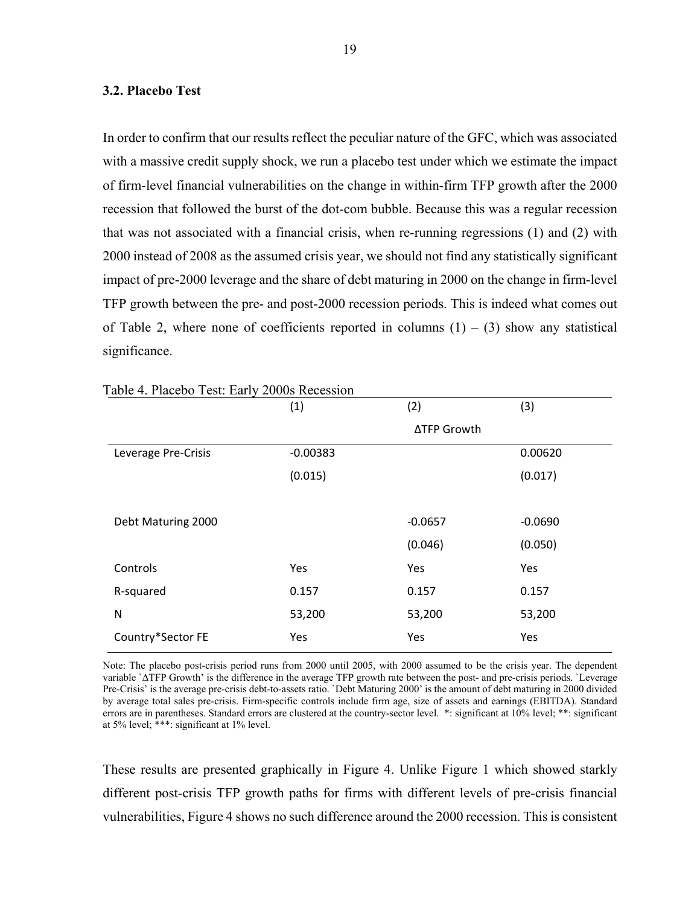### 3.2. Placebo Test

In order to confirm that our results reflect the peculiar nature of the GFC, which was associated with a massive credit supply shock, we run a placebo test under which we estimate the impact of firm-level financial vulnerabilities on the change in within-firm TFP growth after the 2000 recession that followed the burst of the dot-com bubble. Because this was a regular recession that was not associated with a financial crisis, when re-running regressions (1) and (2) with 2000 instead of 2008 as the assumed crisis year, we should not find any statistically significant impact of pre-2000 leverage and the share of debt maturing in 2000 on the change in firm-level TFP growth between the pre- and post-2000 recession periods. This is indeed what comes out of Table 2, where none of coefficients reported in columns (1) – (3) show any statistical significance.

Table 4. Placebo Test: Early 2000s Recession

| | (1) | (2) | (3) |
|---|---|---|---|
| | | ΔTFP Growth | |
| Leverage Pre-Crisis | -0.00383 | | 0.00620 |
| | (0.015) | | (0.017) |
| Debt Maturing 2000 | | -0.0657 | -0.0690 |
| | | (0.046) | (0.050) |
| Controls | Yes | Yes | Yes |
| R-squared | 0.157 | 0.157 | 0.157 |
| N | 53,200 | 53,200 | 53,200 |
| Country*Sector FE | Yes | Yes | Yes |

Note: The placebo post-crisis period runs from 2000 until 2005, with 2000 assumed to be the crisis year. The dependent variable `ΔTFP Growth' is the difference in the average TFP growth rate between the post- and pre-crisis periods. `Leverage Pre-Crisis' is the average pre-crisis debt-to-assets ratio. `Debt Maturing 2000' is the amount of debt maturing in 2000 divided by average total sales pre-crisis. Firm-specific controls include firm age, size of assets and earnings (EBITDA). Standard errors are in parentheses. Standard errors are clustered at the country-sector level. *: significant at 10% level; **: significant at 5% level; ***: significant at 1% level.

These results are presented graphically in Figure 4. Unlike Figure 1 which showed starkly different post-crisis TFP growth paths for firms with different levels of pre-crisis financial vulnerabilities, Figure 4 shows no such difference around the 2000 recession. This is consistent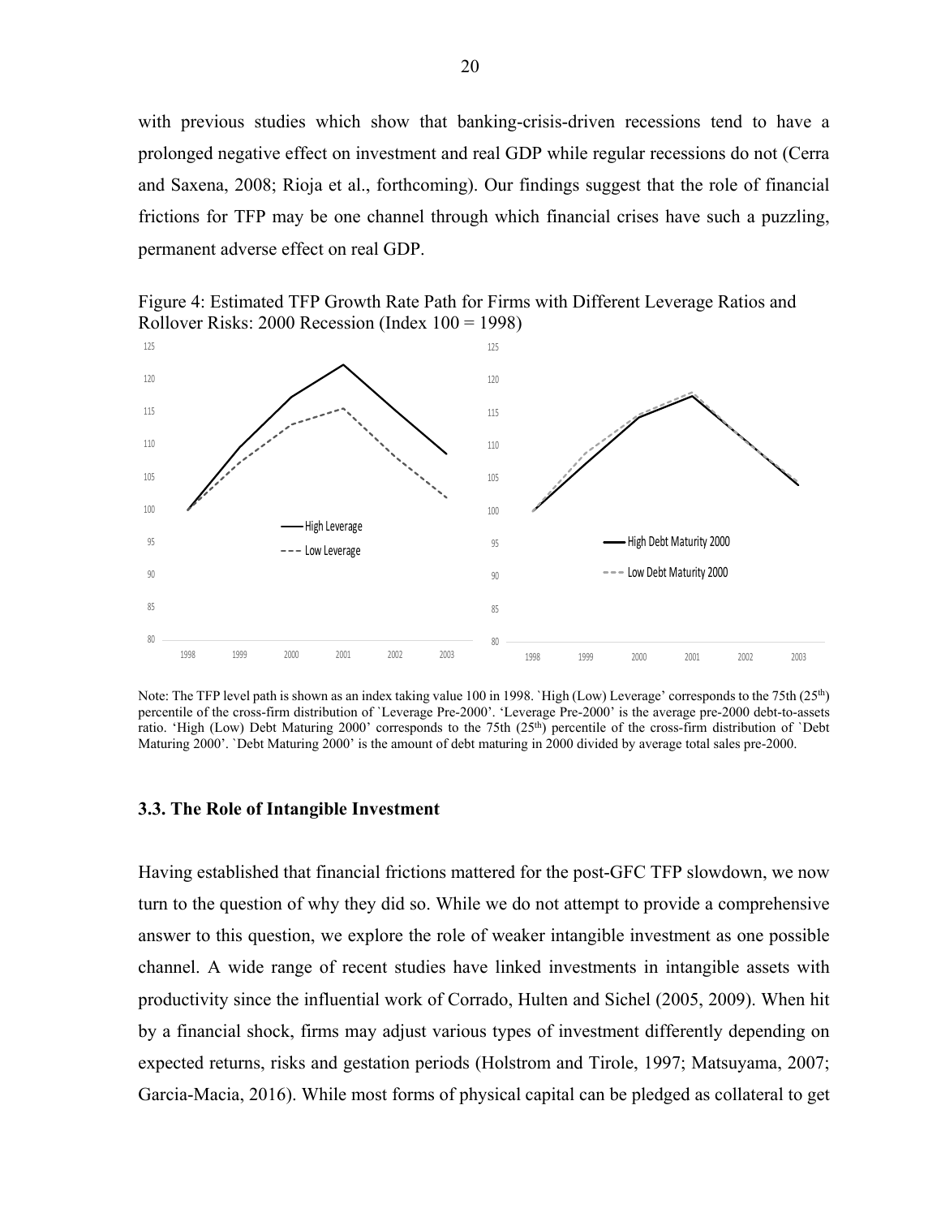with previous studies which show that banking-crisis-driven recessions tend to have a prolonged negative effect on investment and real GDP while regular recessions do not (Cerra and Saxena, 2008; Rioja et al., forthcoming). Our findings suggest that the role of financial frictions for TFP may be one channel through which financial crises have such a puzzling, permanent adverse effect on real GDP.

Figure 4: Estimated TFP Growth Rate Path for Firms with Different Leverage Ratios and Rollover Risks: 2000 Recession (Index 100 = 1998)

Note: The TFP level path is shown as an index taking value 100 in 1998. `High (Low) Leverage' corresponds to the 75th (25th) percentile of the cross-firm distribution of `Leverage Pre-2000'. 'Leverage Pre-2000' is the average pre-2000 debt-to-assets ratio. 'High (Low) Debt Maturing 2000' corresponds to the 75th (25th) percentile of the cross-firm distribution of `Debt Maturing 2000'. `Debt Maturing 2000' is the amount of debt maturing in 2000 divided by average total sales pre-2000.

### 3.3. The Role of Intangible Investment

Having established that financial frictions mattered for the post-GFC TFP slowdown, we now turn to the question of why they did so. While we do not attempt to provide a comprehensive answer to this question, we explore the role of weaker intangible investment as one possible channel. A wide range of recent studies have linked investments in intangible assets with productivity since the influential work of Corrado, Hulten and Sichel (2005, 2009). When hit by a financial shock, firms may adjust various types of investment differently depending on expected returns, risks and gestation periods (Holstrom and Tirole, 1997; Matsuyama, 2007; Garcia-Macia, 2016). While most forms of physical capital can be pledged as collateral to get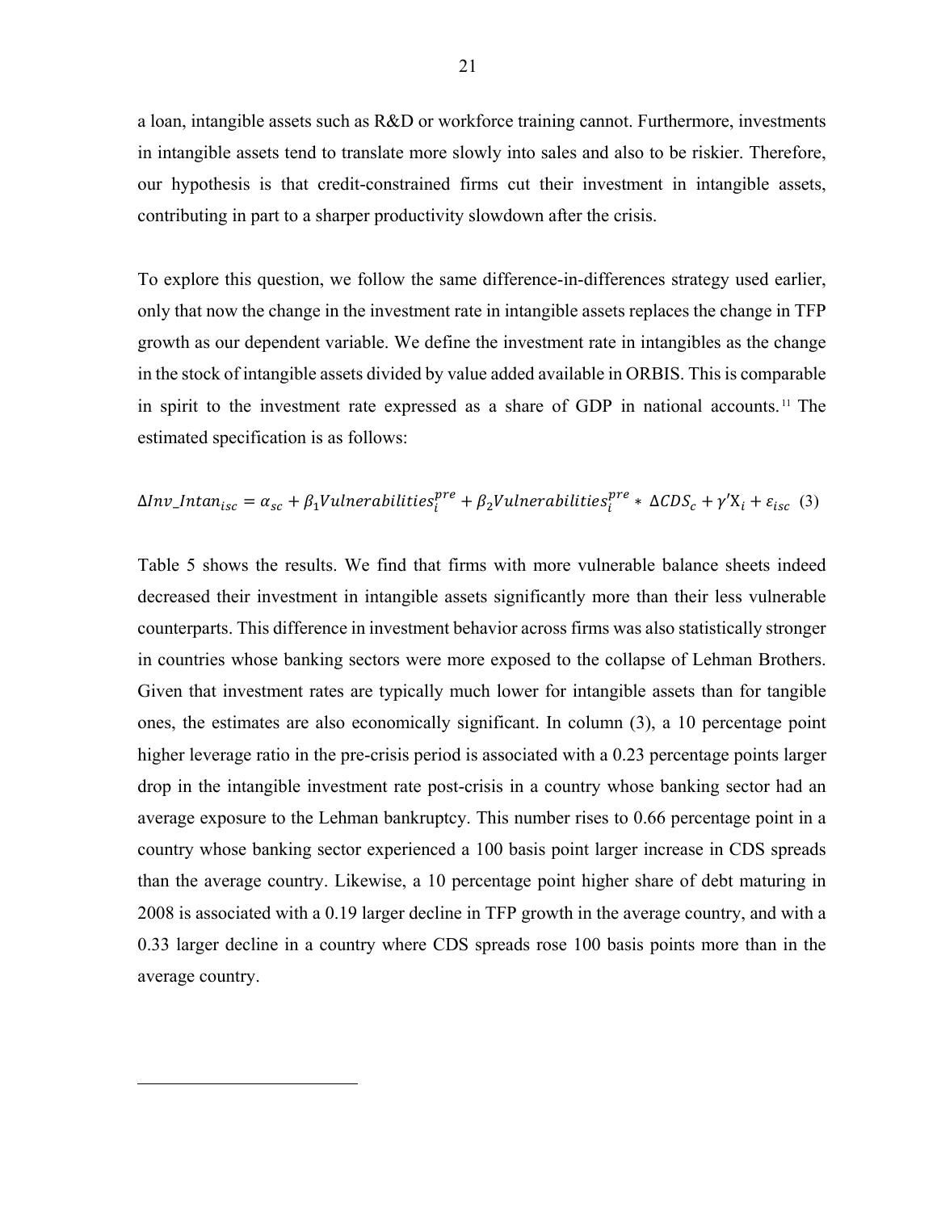a loan, intangible assets such as R&D or workforce training cannot. Furthermore, investments in intangible assets tend to translate more slowly into sales and also to be riskier. Therefore, our hypothesis is that credit-constrained firms cut their investment in intangible assets, contributing in part to a sharper productivity slowdown after the crisis.

To explore this question, we follow the same difference-in-differences strategy used earlier, only that now the change in the investment rate in intangible assets replaces the change in TFP growth as our dependent variable. We define the investment rate in intangibles as the change in the stock of intangible assets divided by value added available in ORBIS. This is comparable in spirit to the investment rate expressed as a share of GDP in national accounts.[11] The estimated specification is as follows:

$$\Delta Inv\_Intan_{isc} = \alpha_{sc} + \beta_1 Vulnerabilities_i^{pre} + \beta_2 Vulnerabilities_i^{pre} * \Delta CDS_c + \gamma' X_i + \varepsilon_{isc} \quad (3)$$

Table 5 shows the results. We find that firms with more vulnerable balance sheets indeed decreased their investment in intangible assets significantly more than their less vulnerable counterparts. This difference in investment behavior across firms was also statistically stronger in countries whose banking sectors were more exposed to the collapse of Lehman Brothers. Given that investment rates are typically much lower for intangible assets than for tangible ones, the estimates are also economically significant. In column (3), a 10 percentage point higher leverage ratio in the pre-crisis period is associated with a 0.23 percentage points larger drop in the intangible investment rate post-crisis in a country whose banking sector had an average exposure to the Lehman bankruptcy. This number rises to 0.66 percentage point in a country whose banking sector experienced a 100 basis point larger increase in CDS spreads than the average country. Likewise, a 10 percentage point higher share of debt maturing in 2008 is associated with a 0.19 larger decline in TFP growth in the average country, and with a 0.33 larger decline in a country where CDS spreads rose 100 basis points more than in the average country.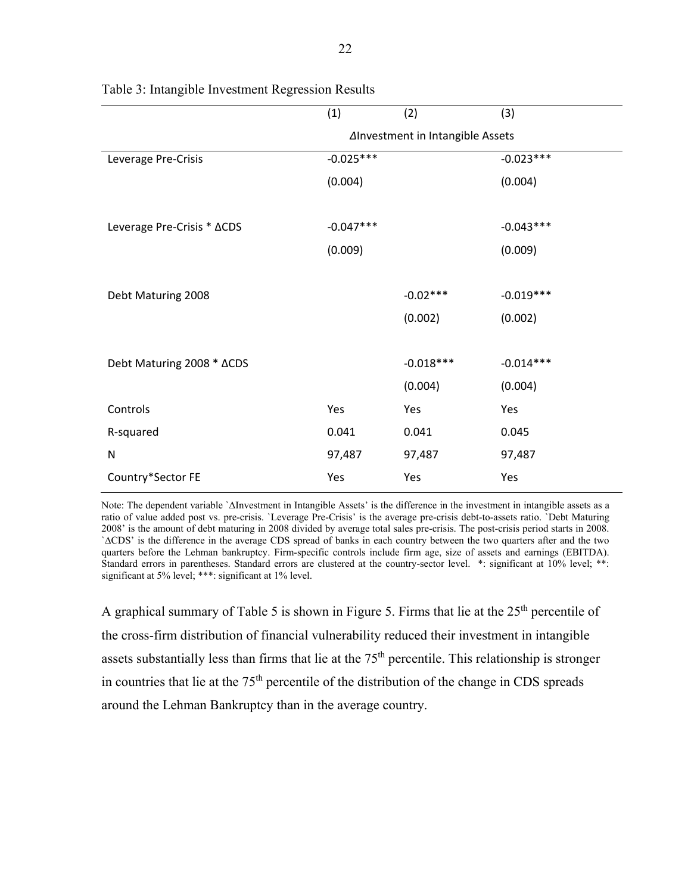Table 3: Intangible Investment Regression Results

| | (1) | (2) | (3) |
|---|---|---|---|
| | ΔInvestment in Intangible Assets | | |
| Leverage Pre-Crisis | -0.025*** | | -0.023*** |
| | (0.004) | | (0.004) |
| Leverage Pre-Crisis * ΔCDS | -0.047*** | | -0.043*** |
| | (0.009) | | (0.009) |
| Debt Maturing 2008 | | -0.02*** | -0.019*** |
| | | (0.002) | (0.002) |
| Debt Maturing 2008 * ΔCDS | | -0.018*** | -0.014*** |
| | | (0.004) | (0.004) |
| Controls | Yes | Yes | Yes |
| R-squared | 0.041 | 0.041 | 0.045 |
| N | 97,487 | 97,487 | 97,487 |
| Country*Sector FE | Yes | Yes | Yes |

Note: The dependent variable `ΔInvestment in Intangible Assets' is the difference in the investment in intangible assets as a ratio of value added post vs. pre-crisis. `Leverage Pre-Crisis' is the average pre-crisis debt-to-assets ratio. `Debt Maturing 2008' is the amount of debt maturing in 2008 divided by average total sales pre-crisis. The post-crisis period starts in 2008. `ΔCDS' is the difference in the average CDS spread of banks in each country between the two quarters after and the two quarters before the Lehman bankruptcy. Firm-specific controls include firm age, size of assets and earnings (EBITDA). Standard errors in parentheses. Standard errors are clustered at the country-sector level. *: significant at 10% level; **: significant at 5% level; ***: significant at 1% level.

A graphical summary of Table 5 is shown in Figure 5. Firms that lie at the 25th percentile of the cross-firm distribution of financial vulnerability reduced their investment in intangible assets substantially less than firms that lie at the 75th percentile. This relationship is stronger in countries that lie at the 75th percentile of the distribution of the change in CDS spreads around the Lehman Bankruptcy than in the average country.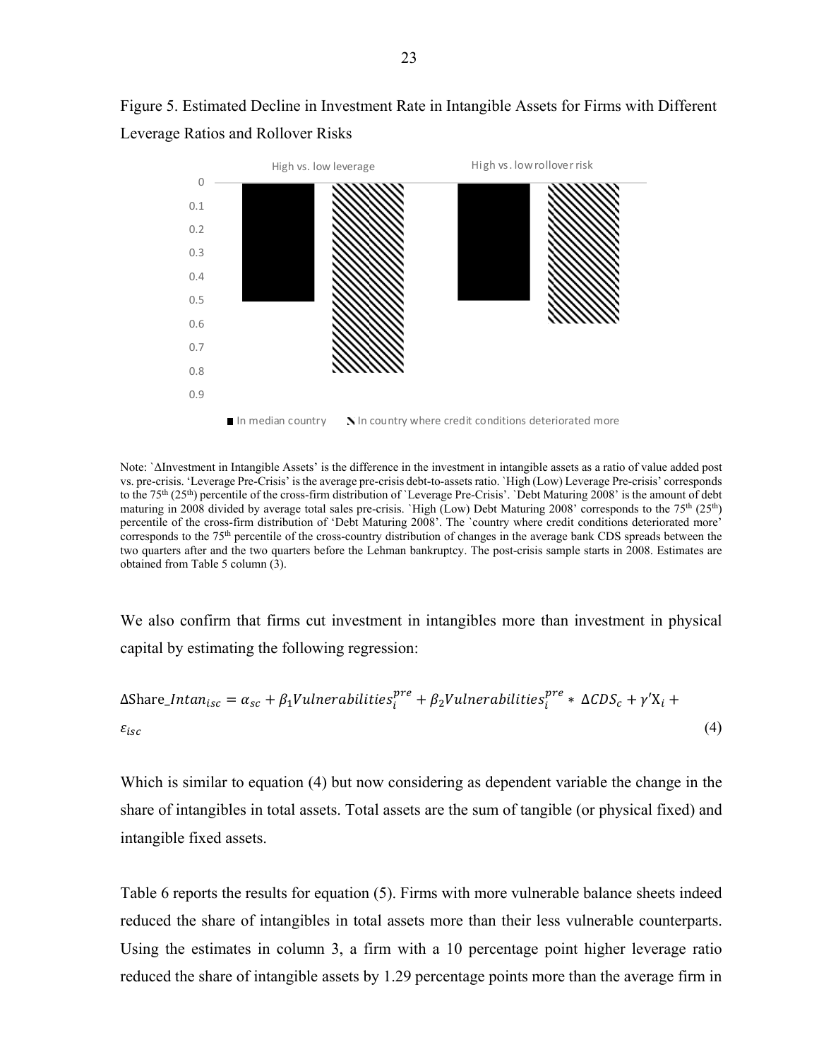Figure 5. Estimated Decline in Investment Rate in Intangible Assets for Firms with Different Leverage Ratios and Rollover Risks

Note: `ΔInvestment in Intangible Assets' is the difference in the investment in intangible assets as a ratio of value added post vs. pre-crisis. 'Leverage Pre-Crisis' is the average pre-crisis debt-to-assets ratio. `High (Low) Leverage Pre-crisis' corresponds to the 75th (25th) percentile of the cross-firm distribution of `Leverage Pre-Crisis'. `Debt Maturing 2008' is the amount of debt maturing in 2008 divided by average total sales pre-crisis. `High (Low) Debt Maturing 2008' corresponds to the 75th (25th) percentile of the cross-firm distribution of 'Debt Maturing 2008'. The `country where credit conditions deteriorated more' corresponds to the 75th percentile of the cross-country distribution of changes in the average bank CDS spreads between the two quarters after and the two quarters before the Lehman bankruptcy. The post-crisis sample starts in 2008. Estimates are obtained from Table 5 column (3).

We also confirm that firms cut investment in intangibles more than investment in physical capital by estimating the following regression:

$$\Delta \text{Share\_}Intan_{isc} = \alpha_{sc} + \beta_1 Vulnerabilities_i^{pre} + \beta_2 Vulnerabilities_i^{pre} * \Delta CDS_c + \gamma' X_i + \varepsilon_{isc} \quad (4)$$

Which is similar to equation (4) but now considering as dependent variable the change in the share of intangibles in total assets. Total assets are the sum of tangible (or physical fixed) and intangible fixed assets.

Table 6 reports the results for equation (5). Firms with more vulnerable balance sheets indeed reduced the share of intangibles in total assets more than their less vulnerable counterparts. Using the estimates in column 3, a firm with a 10 percentage point higher leverage ratio reduced the share of intangible assets by 1.29 percentage points more than the average firm in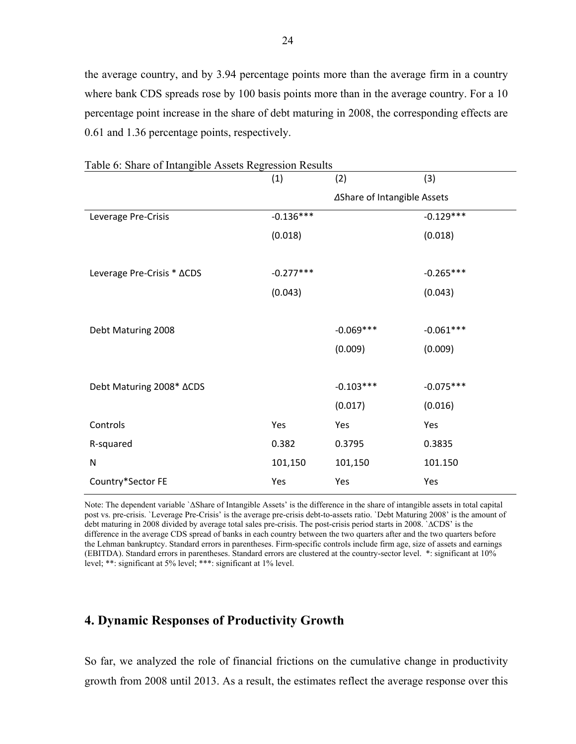the average country, and by 3.94 percentage points more than the average firm in a country where bank CDS spreads rose by 100 basis points more than in the average country. For a 10 percentage point increase in the share of debt maturing in 2008, the corresponding effects are 0.61 and 1.36 percentage points, respectively.

Table 6: Share of Intangible Assets Regression Results

| | (1) | (2) | (3) |
|---|---|---|---|
| | | ΔShare of Intangible Assets | |
| Leverage Pre-Crisis | -0.136*** | | -0.129*** |
| | (0.018) | | (0.018) |
| Leverage Pre-Crisis * ΔCDS | -0.277*** | | -0.265*** |
| | (0.043) | | (0.043) |
| Debt Maturing 2008 | | -0.069*** | -0.061*** |
| | | (0.009) | (0.009) |
| Debt Maturing 2008* ΔCDS | | -0.103*** | -0.075*** |
| | | (0.017) | (0.016) |
| Controls | Yes | Yes | Yes |
| R-squared | 0.382 | 0.3795 | 0.3835 |
| N | 101,150 | 101,150 | 101.150 |
| Country*Sector FE | Yes | Yes | Yes |

Note: The dependent variable `ΔShare of Intangible Assets' is the difference in the share of intangible assets in total capital post vs. pre-crisis. `Leverage Pre-Crisis' is the average pre-crisis debt-to-assets ratio. `Debt Maturing 2008' is the amount of debt maturing in 2008 divided by average total sales pre-crisis. The post-crisis period starts in 2008. `ΔCDS' is the difference in the average CDS spread of banks in each country between the two quarters after and the two quarters before the Lehman bankruptcy. Standard errors in parentheses. Firm-specific controls include firm age, size of assets and earnings (EBITDA). Standard errors in parentheses. Standard errors are clustered at the country-sector level. *: significant at 10% level; **: significant at 5% level; ***: significant at 1% level.

## 4. Dynamic Responses of Productivity Growth

So far, we analyzed the role of financial frictions on the cumulative change in productivity growth from 2008 until 2013. As a result, the estimates reflect the average response over this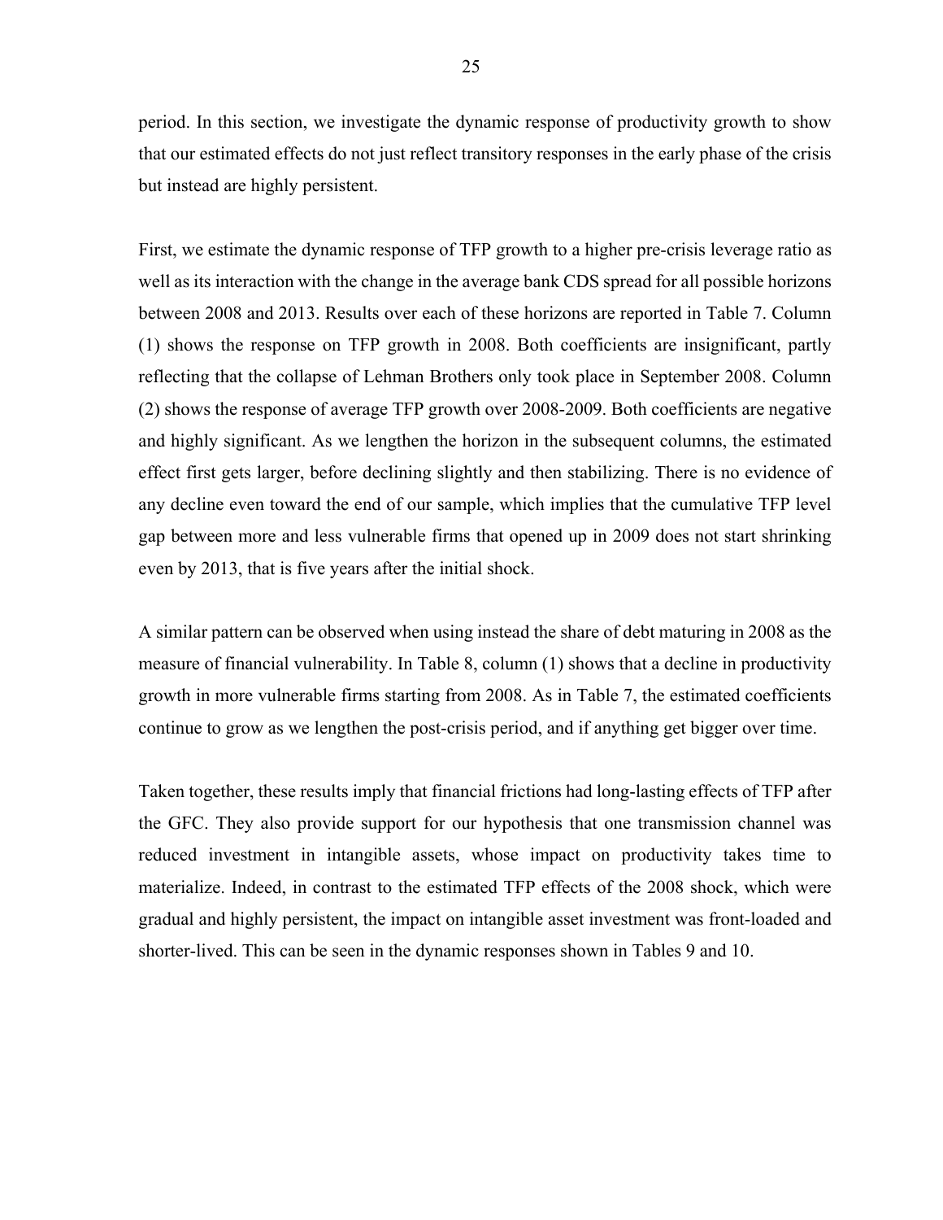period. In this section, we investigate the dynamic response of productivity growth to show that our estimated effects do not just reflect transitory responses in the early phase of the crisis but instead are highly persistent.

First, we estimate the dynamic response of TFP growth to a higher pre-crisis leverage ratio as well as its interaction with the change in the average bank CDS spread for all possible horizons between 2008 and 2013. Results over each of these horizons are reported in Table 7. Column (1) shows the response on TFP growth in 2008. Both coefficients are insignificant, partly reflecting that the collapse of Lehman Brothers only took place in September 2008. Column (2) shows the response of average TFP growth over 2008-2009. Both coefficients are negative and highly significant. As we lengthen the horizon in the subsequent columns, the estimated effect first gets larger, before declining slightly and then stabilizing. There is no evidence of any decline even toward the end of our sample, which implies that the cumulative TFP level gap between more and less vulnerable firms that opened up in 2009 does not start shrinking even by 2013, that is five years after the initial shock.

A similar pattern can be observed when using instead the share of debt maturing in 2008 as the measure of financial vulnerability. In Table 8, column (1) shows that a decline in productivity growth in more vulnerable firms starting from 2008. As in Table 7, the estimated coefficients continue to grow as we lengthen the post-crisis period, and if anything get bigger over time.

Taken together, these results imply that financial frictions had long-lasting effects of TFP after the GFC. They also provide support for our hypothesis that one transmission channel was reduced investment in intangible assets, whose impact on productivity takes time to materialize. Indeed, in contrast to the estimated TFP effects of the 2008 shock, which were gradual and highly persistent, the impact on intangible asset investment was front-loaded and shorter-lived. This can be seen in the dynamic responses shown in Tables 9 and 10.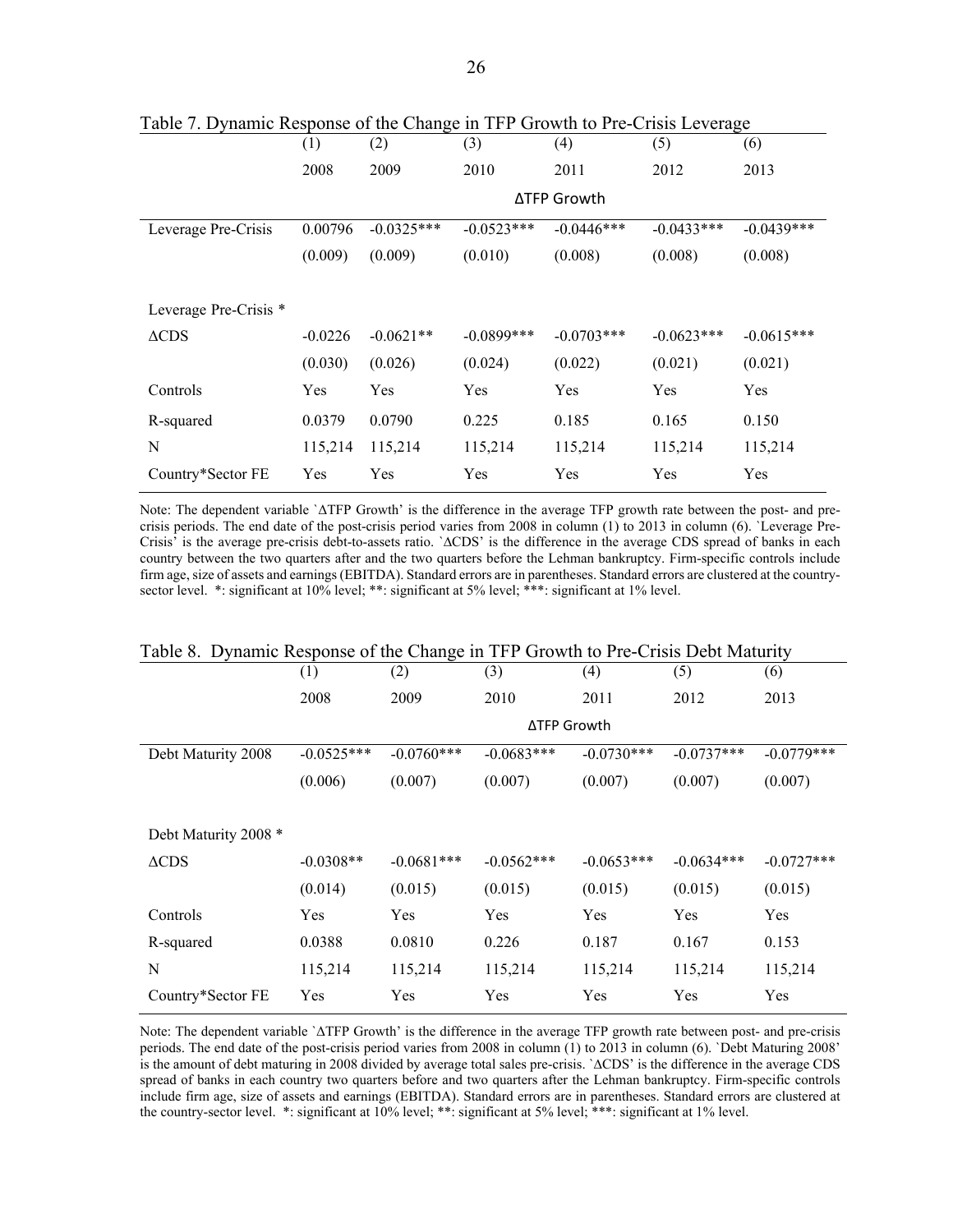Table 7. Dynamic Response of the Change in TFP Growth to Pre-Crisis Leverage

| | (1) | (2) | (3) | (4) | (5) | (6) |
|---|---|---|---|---|---|---|
| | 2008 | 2009 | 2010 | 2011 | 2012 | 2013 |
| | ΔTFP Growth | | | | | |
| Leverage Pre-Crisis | 0.00796 | -0.0325*** | -0.0523*** | -0.0446*** | -0.0433*** | -0.0439*** |
| | (0.009) | (0.009) | (0.010) | (0.008) | (0.008) | (0.008) |
| Leverage Pre-Crisis * ΔCDS | -0.0226 | -0.0621** | -0.0899*** | -0.0703*** | -0.0623*** | -0.0615*** |
| | (0.030) | (0.026) | (0.024) | (0.022) | (0.021) | (0.021) |
| Controls | Yes | Yes | Yes | Yes | Yes | Yes |
| R-squared | 0.0379 | 0.0790 | 0.225 | 0.185 | 0.165 | 0.150 |
| N | 115,214 | 115,214 | 115,214 | 115,214 | 115,214 | 115,214 |
| Country*Sector FE | Yes | Yes | Yes | Yes | Yes | Yes |

Note: The dependent variable `ΔTFP Growth' is the difference in the average TFP growth rate between the post- and pre-crisis periods. The end date of the post-crisis period varies from 2008 in column (1) to 2013 in column (6). `Leverage Pre-Crisis' is the average pre-crisis debt-to-assets ratio. `ΔCDS' is the difference in the average CDS spread of banks in each country between the two quarters after and the two quarters before the Lehman bankruptcy. Firm-specific controls include firm age, size of assets and earnings (EBITDA). Standard errors are in parentheses. Standard errors are clustered at the country-sector level. *: significant at 10% level; **: significant at 5% level; ***: significant at 1% level.

Table 8. Dynamic Response of the Change in TFP Growth to Pre-Crisis Debt Maturity

| | (1) | (2) | (3) | (4) | (5) | (6) |
|---|---|---|---|---|---|---|
| | 2008 | 2009 | 2010 | 2011 | 2012 | 2013 |
| | ΔTFP Growth | | | | | |
| Debt Maturity 2008 | -0.0525*** | -0.0760*** | -0.0683*** | -0.0730*** | -0.0737*** | -0.0779*** |
| | (0.006) | (0.007) | (0.007) | (0.007) | (0.007) | (0.007) |
| Debt Maturity 2008 * ΔCDS | -0.0308** | -0.0681*** | -0.0562*** | -0.0653*** | -0.0634*** | -0.0727*** |
| | (0.014) | (0.015) | (0.015) | (0.015) | (0.015) | (0.015) |
| Controls | Yes | Yes | Yes | Yes | Yes | Yes |
| R-squared | 0.0388 | 0.0810 | 0.226 | 0.187 | 0.167 | 0.153 |
| N | 115,214 | 115,214 | 115,214 | 115,214 | 115,214 | 115,214 |
| Country*Sector FE | Yes | Yes | Yes | Yes | Yes | Yes |

Note: The dependent variable `ΔTFP Growth' is the difference in the average TFP growth rate between post- and pre-crisis periods. The end date of the post-crisis period varies from 2008 in column (1) to 2013 in column (6). `Debt Maturing 2008' is the amount of debt maturing in 2008 divided by average total sales pre-crisis. `ΔCDS' is the difference in the average CDS spread of banks in each country two quarters before and two quarters after the Lehman bankruptcy. Firm-specific controls include firm age, size of assets and earnings (EBITDA). Standard errors are in parentheses. Standard errors are clustered at the country-sector level. *: significant at 10% level; **: significant at 5% level; ***: significant at 1% level.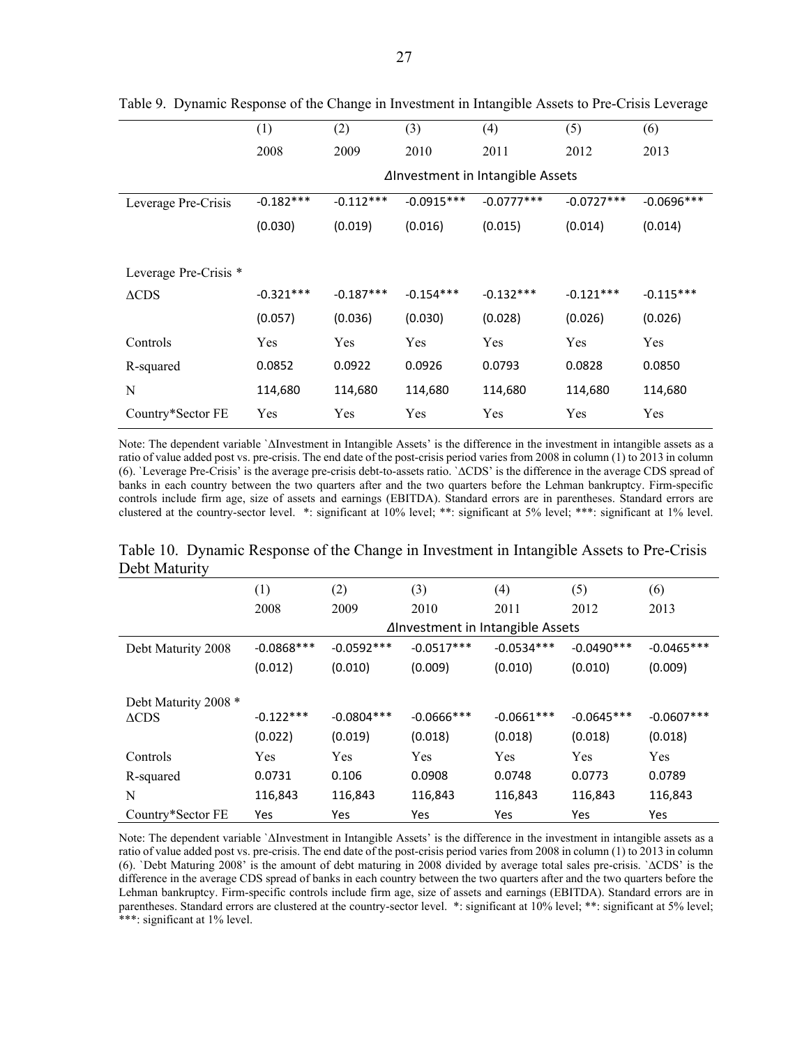Table 9. Dynamic Response of the Change in Investment in Intangible Assets to Pre-Crisis Leverage

| | (1) | (2) | (3) | (4) | (5) | (6) |
|---|---|---|---|---|---|---|
| | 2008 | 2009 | 2010 | 2011 | 2012 | 2013 |
| | ΔInvestment in Intangible Assets | | | | | |
| Leverage Pre-Crisis | -0.182*** | -0.112*** | -0.0915*** | -0.0777*** | -0.0727*** | -0.0696*** |
| | (0.030) | (0.019) | (0.016) | (0.015) | (0.014) | (0.014) |
| Leverage Pre-Crisis * ΔCDS | -0.321*** | -0.187*** | -0.154*** | -0.132*** | -0.121*** | -0.115*** |
| | (0.057) | (0.036) | (0.030) | (0.028) | (0.026) | (0.026) |
| Controls | Yes | Yes | Yes | Yes | Yes | Yes |
| R-squared | 0.0852 | 0.0922 | 0.0926 | 0.0793 | 0.0828 | 0.0850 |
| N | 114,680 | 114,680 | 114,680 | 114,680 | 114,680 | 114,680 |
| Country*Sector FE | Yes | Yes | Yes | Yes | Yes | Yes |

Note: The dependent variable `ΔInvestment in Intangible Assets' is the difference in the investment in intangible assets as a ratio of value added post vs. pre-crisis. The end date of the post-crisis period varies from 2008 in column (1) to 2013 in column (6). `Leverage Pre-Crisis' is the average pre-crisis debt-to-assets ratio. `ΔCDS' is the difference in the average CDS spread of banks in each country between the two quarters after and the two quarters before the Lehman bankruptcy. Firm-specific controls include firm age, size of assets and earnings (EBITDA). Standard errors are in parentheses. Standard errors are clustered at the country-sector level. *: significant at 10% level; **: significant at 5% level; ***: significant at 1% level.

Table 10. Dynamic Response of the Change in Investment in Intangible Assets to Pre-Crisis Debt Maturity

| | (1) | (2) | (3) | (4) | (5) | (6) |
|---|---|---|---|---|---|---|
| | 2008 | 2009 | 2010 | 2011 | 2012 | 2013 |
| | ΔInvestment in Intangible Assets | | | | | |
| Debt Maturity 2008 | -0.0868*** | -0.0592*** | -0.0517*** | -0.0534*** | -0.0490*** | -0.0465*** |
| | (0.012) | (0.010) | (0.009) | (0.010) | (0.010) | (0.009) |
| Debt Maturity 2008 * ΔCDS | -0.122*** | -0.0804*** | -0.0666*** | -0.0661*** | -0.0645*** | -0.0607*** |
| | (0.022) | (0.019) | (0.018) | (0.018) | (0.018) | (0.018) |
| Controls | Yes | Yes | Yes | Yes | Yes | Yes |
| R-squared | 0.0731 | 0.106 | 0.0908 | 0.0748 | 0.0773 | 0.0789 |
| N | 116,843 | 116,843 | 116,843 | 116,843 | 116,843 | 116,843 |
| Country*Sector FE | Yes | Yes | Yes | Yes | Yes | Yes |

Note: The dependent variable `ΔInvestment in Intangible Assets' is the difference in the investment in intangible assets as a ratio of value added post vs. pre-crisis. The end date of the post-crisis period varies from 2008 in column (1) to 2013 in column (6). `Debt Maturing 2008' is the amount of debt maturing in 2008 divided by average total sales pre-crisis. `ΔCDS' is the difference in the average CDS spread of banks in each country between the two quarters after and the two quarters before the Lehman bankruptcy. Firm-specific controls include firm age, size of assets and earnings (EBITDA). Standard errors are in parentheses. Standard errors are clustered at the country-sector level. *: significant at 10% level; **: significant at 5% level; ***: significant at 1% level.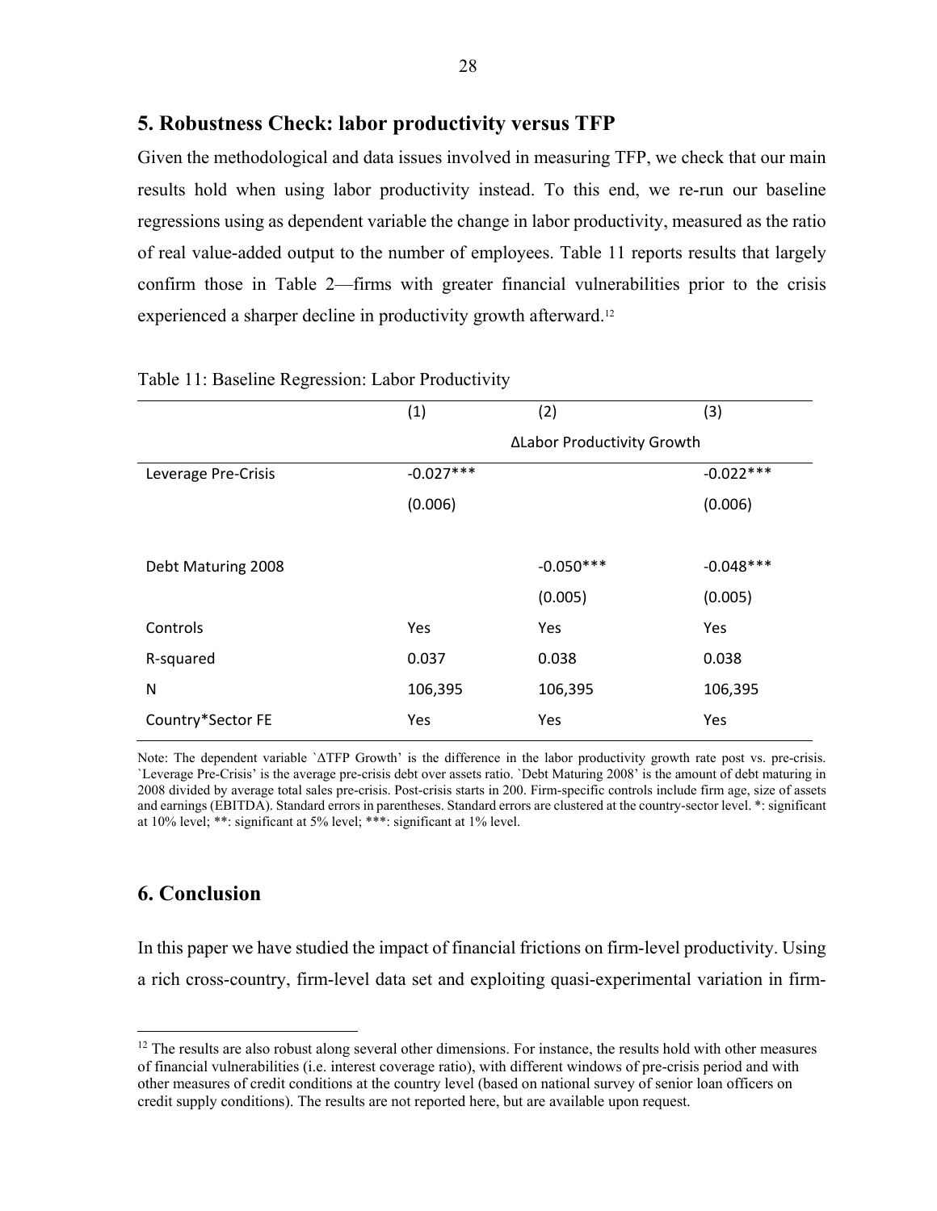## 5. Robustness Check: labor productivity versus TFP

Given the methodological and data issues involved in measuring TFP, we check that our main results hold when using labor productivity instead. To this end, we re-run our baseline regressions using as dependent variable the change in labor productivity, measured as the ratio of real value-added output to the number of employees. Table 11 reports results that largely confirm those in Table 2—firms with greater financial vulnerabilities prior to the crisis experienced a sharper decline in productivity growth afterward.[12]

Table 11: Baseline Regression: Labor Productivity

| | (1) | (2) | (3) |
|---|---|---|---|
| | | ΔLabor Productivity Growth | |
| Leverage Pre-Crisis | -0.027*** | | -0.022*** |
| | (0.006) | | (0.006) |
| Debt Maturing 2008 | | -0.050*** | -0.048*** |
| | | (0.005) | (0.005) |
| Controls | Yes | Yes | Yes |
| R-squared | 0.037 | 0.038 | 0.038 |
| N | 106,395 | 106,395 | 106,395 |
| Country*Sector FE | Yes | Yes | Yes |

Note: The dependent variable `ΔTFP Growth' is the difference in the labor productivity growth rate post vs. pre-crisis. `Leverage Pre-Crisis' is the average pre-crisis debt over assets ratio. `Debt Maturing 2008' is the amount of debt maturing in 2008 divided by average total sales pre-crisis. Post-crisis starts in 200. Firm-specific controls include firm age, size of assets and earnings (EBITDA). Standard errors in parentheses. Standard errors are clustered at the country-sector level. *: significant at 10% level; **: significant at 5% level; ***: significant at 1% level.

## 6. Conclusion

In this paper we have studied the impact of financial frictions on firm-level productivity. Using a rich cross-country, firm-level data set and exploiting quasi-experimental variation in firm-

[12] The results are also robust along several other dimensions. For instance, the results hold with other measures of financial vulnerabilities (i.e. interest coverage ratio), with different windows of pre-crisis period and with other measures of credit conditions at the country level (based on national survey of senior loan officers on credit supply conditions). The results are not reported here, but are available upon request.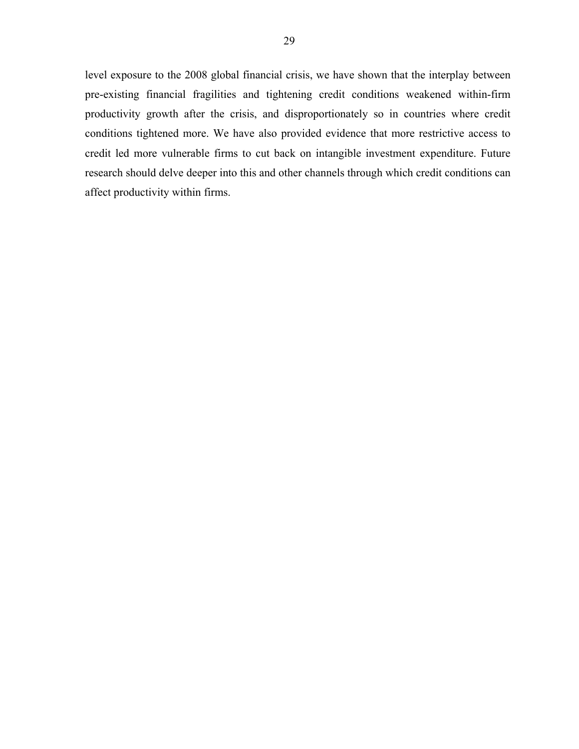level exposure to the 2008 global financial crisis, we have shown that the interplay between pre-existing financial fragilities and tightening credit conditions weakened within-firm productivity growth after the crisis, and disproportionately so in countries where credit conditions tightened more. We have also provided evidence that more restrictive access to credit led more vulnerable firms to cut back on intangible investment expenditure. Future research should delve deeper into this and other channels through which credit conditions can affect productivity within firms.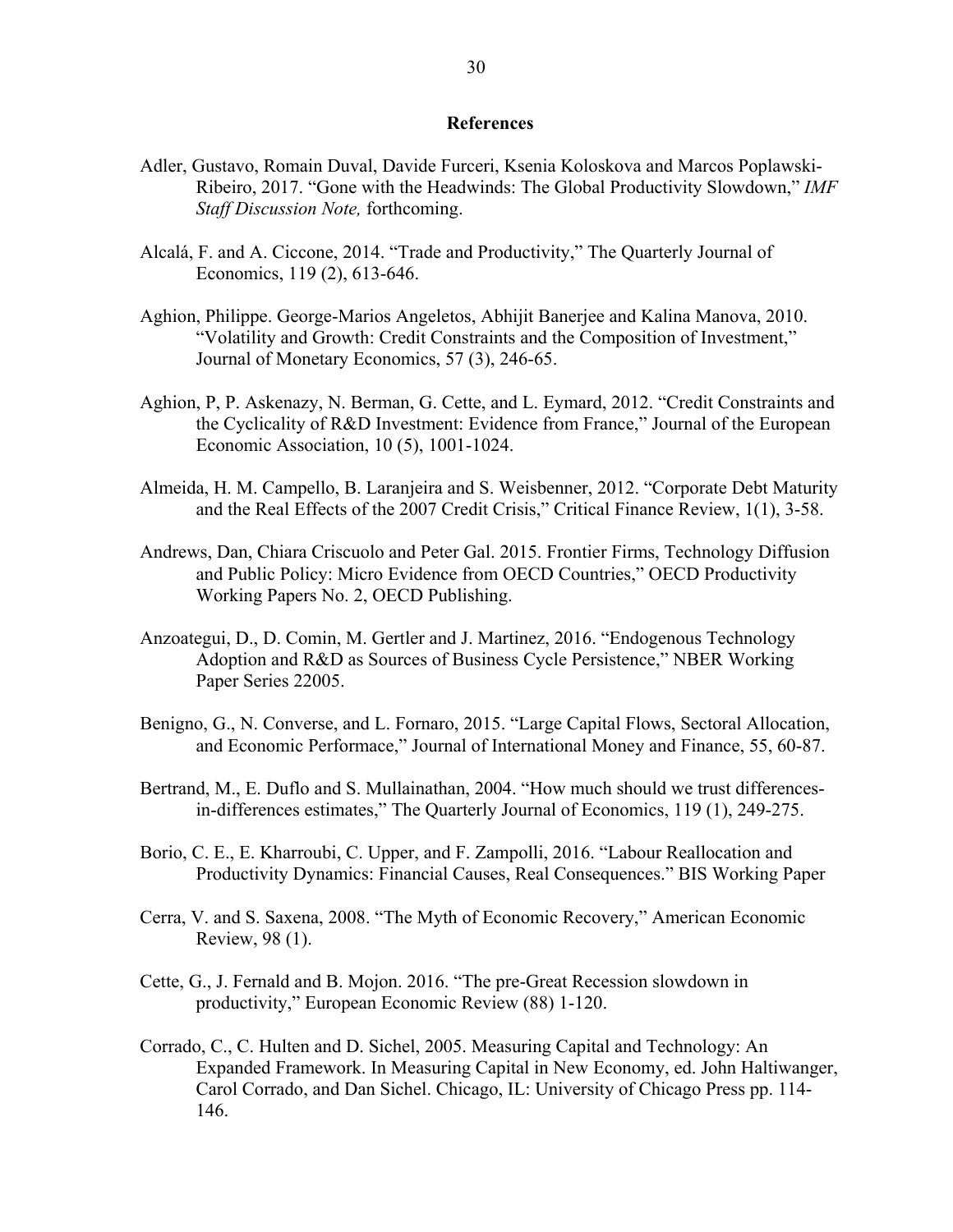## References

Adler, Gustavo, Romain Duval, Davide Furceri, Ksenia Koloskova and Marcos Poplawski-Ribeiro, 2017. "Gone with the Headwinds: The Global Productivity Slowdown," *IMF Staff Discussion Note,* forthcoming.

Alcalá, F. and A. Ciccone, 2014. "Trade and Productivity," The Quarterly Journal of Economics, 119 (2), 613-646.

Aghion, Philippe. George-Marios Angeletos, Abhijit Banerjee and Kalina Manova, 2010. "Volatility and Growth: Credit Constraints and the Composition of Investment," Journal of Monetary Economics, 57 (3), 246-65.

Aghion, P, P. Askenazy, N. Berman, G. Cette, and L. Eymard, 2012. "Credit Constraints and the Cyclicality of R&D Investment: Evidence from France," Journal of the European Economic Association, 10 (5), 1001-1024.

Almeida, H. M. Campello, B. Laranjeira and S. Weisbenner, 2012. "Corporate Debt Maturity and the Real Effects of the 2007 Credit Crisis," Critical Finance Review, 1(1), 3-58.

Andrews, Dan, Chiara Criscuolo and Peter Gal. 2015. Frontier Firms, Technology Diffusion and Public Policy: Micro Evidence from OECD Countries," OECD Productivity Working Papers No. 2, OECD Publishing.

Anzoategui, D., D. Comin, M. Gertler and J. Martinez, 2016. "Endogenous Technology Adoption and R&D as Sources of Business Cycle Persistence," NBER Working Paper Series 22005.

Benigno, G., N. Converse, and L. Fornaro, 2015. "Large Capital Flows, Sectoral Allocation, and Economic Performace," Journal of International Money and Finance, 55, 60-87.

Bertrand, M., E. Duflo and S. Mullainathan, 2004. "How much should we trust differences-in-differences estimates," The Quarterly Journal of Economics, 119 (1), 249-275.

Borio, C. E., E. Kharroubi, C. Upper, and F. Zampolli, 2016. "Labour Reallocation and Productivity Dynamics: Financial Causes, Real Consequences." BIS Working Paper

Cerra, V. and S. Saxena, 2008. "The Myth of Economic Recovery," American Economic Review, 98 (1).

Cette, G., J. Fernald and B. Mojon. 2016. "The pre-Great Recession slowdown in productivity," European Economic Review (88) 1-120.

Corrado, C., C. Hulten and D. Sichel, 2005. Measuring Capital and Technology: An Expanded Framework. In Measuring Capital in New Economy, ed. John Haltiwanger, Carol Corrado, and Dan Sichel. Chicago, IL: University of Chicago Press pp. 114-146.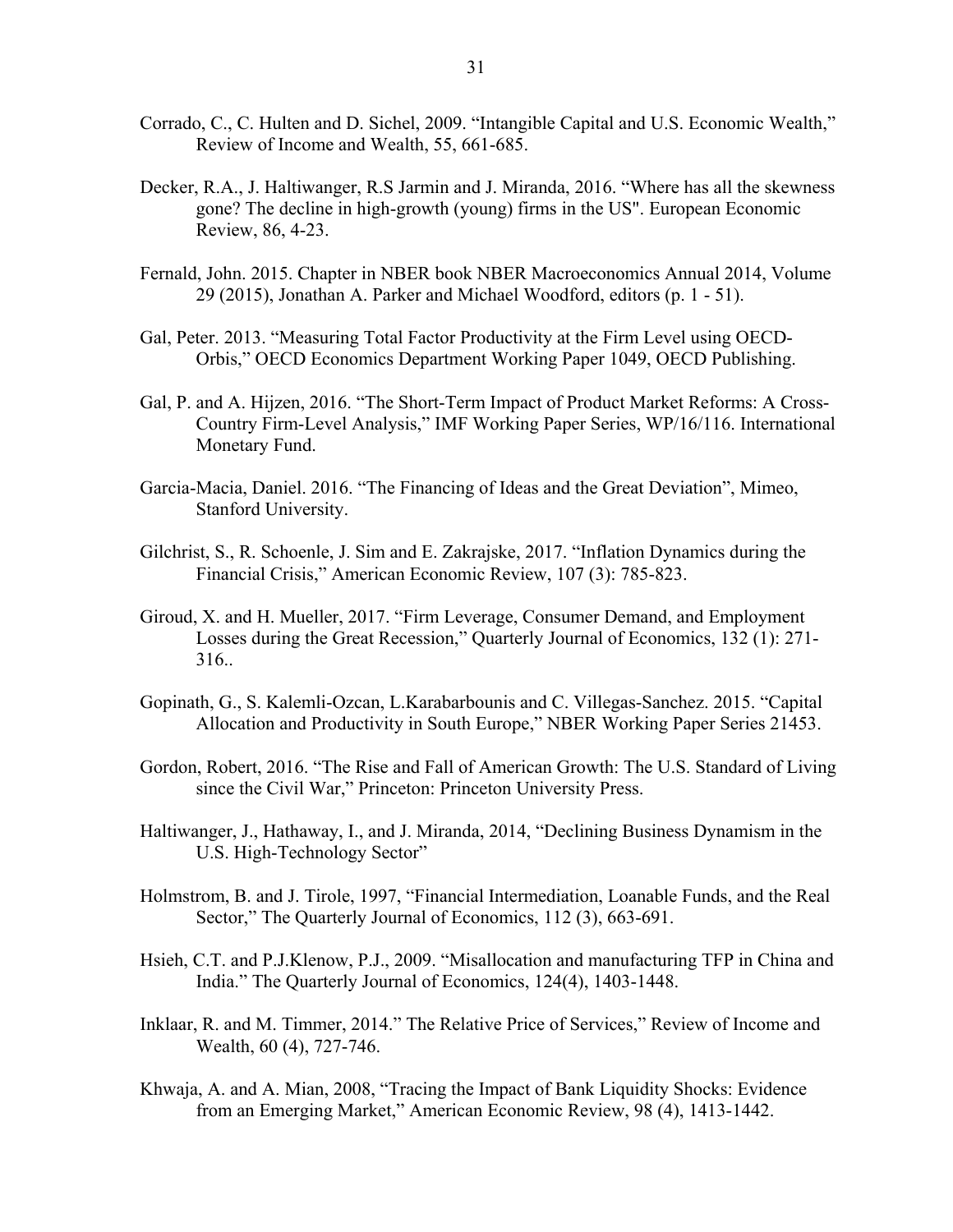Corrado, C., C. Hulten and D. Sichel, 2009. "Intangible Capital and U.S. Economic Wealth," Review of Income and Wealth, 55, 661-685.

Decker, R.A., J. Haltiwanger, R.S Jarmin and J. Miranda, 2016. "Where has all the skewness gone? The decline in high-growth (young) firms in the US". European Economic Review, 86, 4-23.

Fernald, John. 2015. Chapter in NBER book NBER Macroeconomics Annual 2014, Volume 29 (2015), Jonathan A. Parker and Michael Woodford, editors (p. 1 - 51).

Gal, Peter. 2013. "Measuring Total Factor Productivity at the Firm Level using OECD-Orbis," OECD Economics Department Working Paper 1049, OECD Publishing.

Gal, P. and A. Hijzen, 2016. "The Short-Term Impact of Product Market Reforms: A Cross-Country Firm-Level Analysis," IMF Working Paper Series, WP/16/116. International Monetary Fund.

Garcia-Macia, Daniel. 2016. "The Financing of Ideas and the Great Deviation", Mimeo, Stanford University.

Gilchrist, S., R. Schoenle, J. Sim and E. Zakrajske, 2017. "Inflation Dynamics during the Financial Crisis," American Economic Review, 107 (3): 785-823.

Giroud, X. and H. Mueller, 2017. "Firm Leverage, Consumer Demand, and Employment Losses during the Great Recession," Quarterly Journal of Economics, 132 (1): 271-316..

Gopinath, G., S. Kalemli-Ozcan, L.Karabarbounis and C. Villegas-Sanchez. 2015. "Capital Allocation and Productivity in South Europe," NBER Working Paper Series 21453.

Gordon, Robert, 2016. "The Rise and Fall of American Growth: The U.S. Standard of Living since the Civil War," Princeton: Princeton University Press.

Haltiwanger, J., Hathaway, I., and J. Miranda, 2014, "Declining Business Dynamism in the U.S. High-Technology Sector"

Holmstrom, B. and J. Tirole, 1997, "Financial Intermediation, Loanable Funds, and the Real Sector," The Quarterly Journal of Economics, 112 (3), 663-691.

Hsieh, C.T. and P.J.Klenow, P.J., 2009. "Misallocation and manufacturing TFP in China and India." The Quarterly Journal of Economics, 124(4), 1403-1448.

Inklaar, R. and M. Timmer, 2014." The Relative Price of Services," Review of Income and Wealth, 60 (4), 727-746.

Khwaja, A. and A. Mian, 2008, "Tracing the Impact of Bank Liquidity Shocks: Evidence from an Emerging Market," American Economic Review, 98 (4), 1413-1442.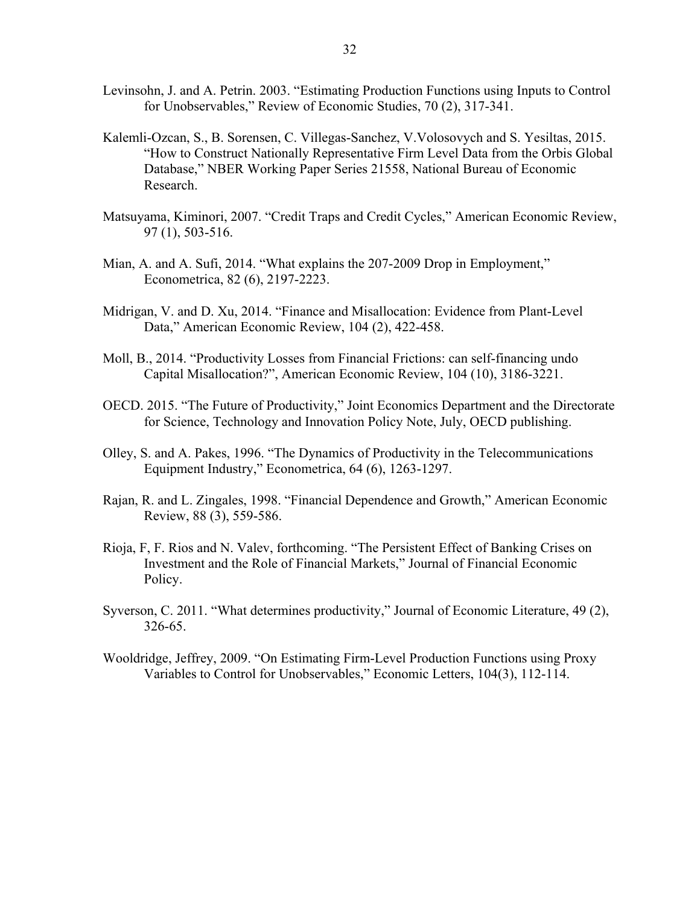Levinsohn, J. and A. Petrin. 2003. "Estimating Production Functions using Inputs to Control for Unobservables," Review of Economic Studies, 70 (2), 317-341.

Kalemli-Ozcan, S., B. Sorensen, C. Villegas-Sanchez, V.Volosovych and S. Yesiltas, 2015. "How to Construct Nationally Representative Firm Level Data from the Orbis Global Database," NBER Working Paper Series 21558, National Bureau of Economic Research.

Matsuyama, Kiminori, 2007. "Credit Traps and Credit Cycles," American Economic Review, 97 (1), 503-516.

Mian, A. and A. Sufi, 2014. "What explains the 207-2009 Drop in Employment," Econometrica, 82 (6), 2197-2223.

Midrigan, V. and D. Xu, 2014. "Finance and Misallocation: Evidence from Plant-Level Data," American Economic Review, 104 (2), 422-458.

Moll, B., 2014. "Productivity Losses from Financial Frictions: can self-financing undo Capital Misallocation?", American Economic Review, 104 (10), 3186-3221.

OECD. 2015. "The Future of Productivity," Joint Economics Department and the Directorate for Science, Technology and Innovation Policy Note, July, OECD publishing.

Olley, S. and A. Pakes, 1996. "The Dynamics of Productivity in the Telecommunications Equipment Industry," Econometrica, 64 (6), 1263-1297.

Rajan, R. and L. Zingales, 1998. "Financial Dependence and Growth," American Economic Review, 88 (3), 559-586.

Rioja, F, F. Rios and N. Valev, forthcoming. "The Persistent Effect of Banking Crises on Investment and the Role of Financial Markets," Journal of Financial Economic Policy.

Syverson, C. 2011. "What determines productivity," Journal of Economic Literature, 49 (2), 326-65.

Wooldridge, Jeffrey, 2009. "On Estimating Firm-Level Production Functions using Proxy Variables to Control for Unobservables," Economic Letters, 104(3), 112-114.